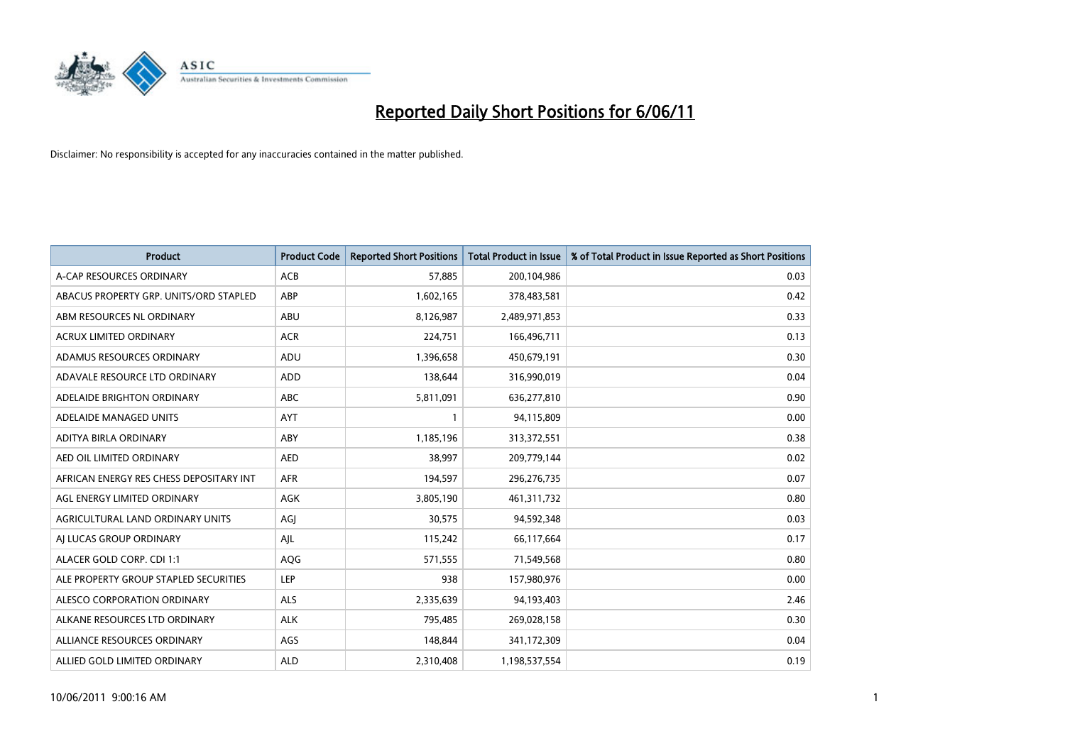# Reported Daily Short Positions for 6/06/11

Disclaimer: No responsibility is accepted for any inaccuracies contained in the matter published.

| Product | Product Code | Reported Short Positions | Total Product in Issue | % of Total Product in Issue Reported as Short Positions |
|---|---|---|---|---|
| A-CAP RESOURCES ORDINARY | ACB | 57,885 | 200,104,986 | 0.03 |
| ABACUS PROPERTY GRP. UNITS/ORD STAPLED | ABP | 1,602,165 | 378,483,581 | 0.42 |
| ABM RESOURCES NL ORDINARY | ABU | 8,126,987 | 2,489,971,853 | 0.33 |
| ACRUX LIMITED ORDINARY | ACR | 224,751 | 166,496,711 | 0.13 |
| ADAMUS RESOURCES ORDINARY | ADU | 1,396,658 | 450,679,191 | 0.30 |
| ADAVALE RESOURCE LTD ORDINARY | ADD | 138,644 | 316,990,019 | 0.04 |
| ADELAIDE BRIGHTON ORDINARY | ABC | 5,811,091 | 636,277,810 | 0.90 |
| ADELAIDE MANAGED UNITS | AYT | 1 | 94,115,809 | 0.00 |
| ADITYA BIRLA ORDINARY | ABY | 1,185,196 | 313,372,551 | 0.38 |
| AED OIL LIMITED ORDINARY | AED | 38,997 | 209,779,144 | 0.02 |
| AFRICAN ENERGY RES CHESS DEPOSITARY INT | AFR | 194,597 | 296,276,735 | 0.07 |
| AGL ENERGY LIMITED ORDINARY | AGK | 3,805,190 | 461,311,732 | 0.80 |
| AGRICULTURAL LAND ORDINARY UNITS | AGJ | 30,575 | 94,592,348 | 0.03 |
| AJ LUCAS GROUP ORDINARY | AJL | 115,242 | 66,117,664 | 0.17 |
| ALACER GOLD CORP. CDI 1:1 | AQG | 571,555 | 71,549,568 | 0.80 |
| ALE PROPERTY GROUP STAPLED SECURITIES | LEP | 938 | 157,980,976 | 0.00 |
| ALESCO CORPORATION ORDINARY | ALS | 2,335,639 | 94,193,403 | 2.46 |
| ALKANE RESOURCES LTD ORDINARY | ALK | 795,485 | 269,028,158 | 0.30 |
| ALLIANCE RESOURCES ORDINARY | AGS | 148,844 | 341,172,309 | 0.04 |
| ALLIED GOLD LIMITED ORDINARY | ALD | 2,310,408 | 1,198,537,554 | 0.19 |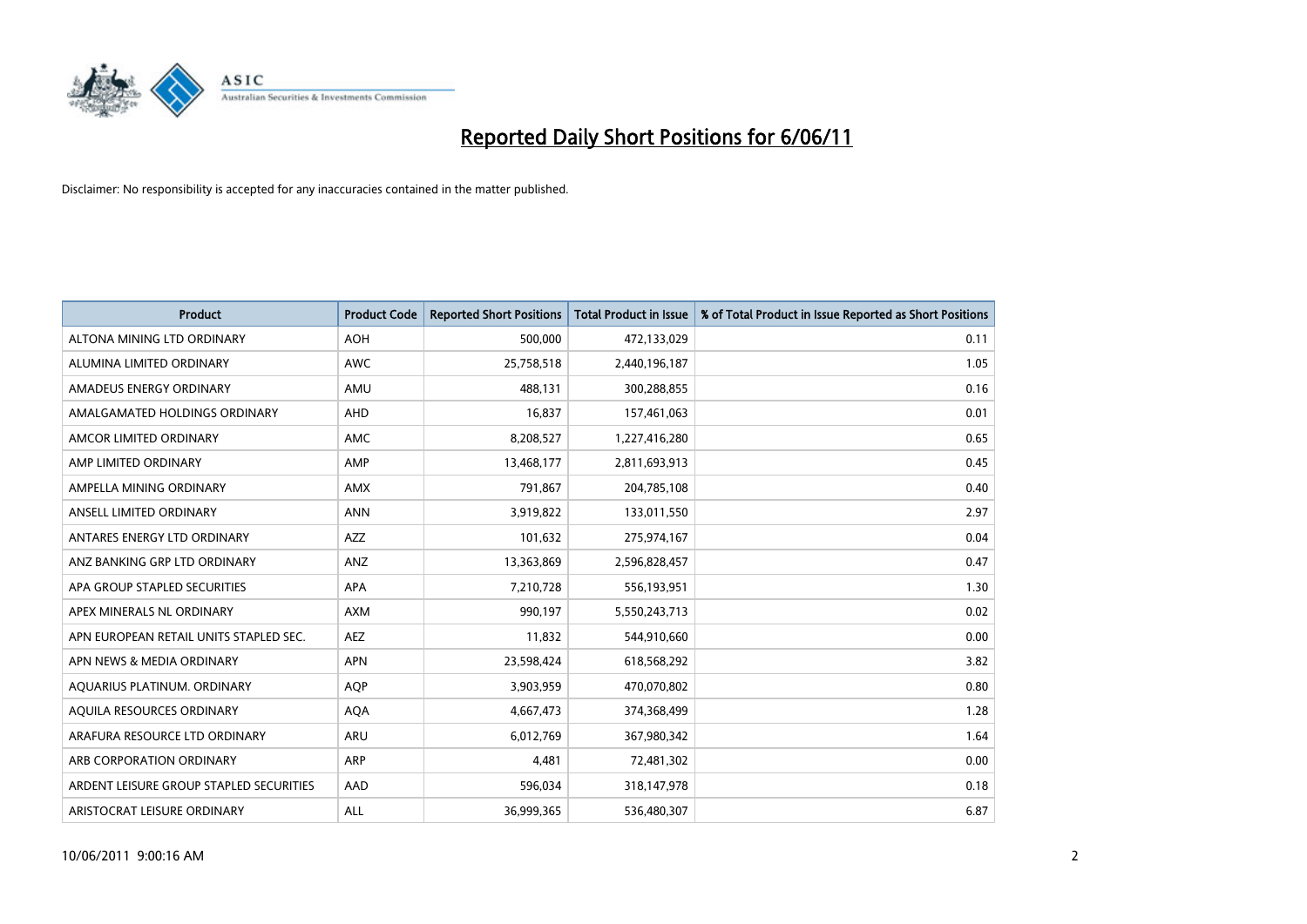# Reported Daily Short Positions for 6/06/11

Disclaimer: No responsibility is accepted for any inaccuracies contained in the matter published.

| Product | Product Code | Reported Short Positions | Total Product in Issue | % of Total Product in Issue Reported as Short Positions |
|---|---|---|---|---|
| ALTONA MINING LTD ORDINARY | AOH | 500,000 | 472,133,029 | 0.11 |
| ALUMINA LIMITED ORDINARY | AWC | 25,758,518 | 2,440,196,187 | 1.05 |
| AMADEUS ENERGY ORDINARY | AMU | 488,131 | 300,288,855 | 0.16 |
| AMALGAMATED HOLDINGS ORDINARY | AHD | 16,837 | 157,461,063 | 0.01 |
| AMCOR LIMITED ORDINARY | AMC | 8,208,527 | 1,227,416,280 | 0.65 |
| AMP LIMITED ORDINARY | AMP | 13,468,177 | 2,811,693,913 | 0.45 |
| AMPELLA MINING ORDINARY | AMX | 791,867 | 204,785,108 | 0.40 |
| ANSELL LIMITED ORDINARY | ANN | 3,919,822 | 133,011,550 | 2.97 |
| ANTARES ENERGY LTD ORDINARY | AZZ | 101,632 | 275,974,167 | 0.04 |
| ANZ BANKING GRP LTD ORDINARY | ANZ | 13,363,869 | 2,596,828,457 | 0.47 |
| APA GROUP STAPLED SECURITIES | APA | 7,210,728 | 556,193,951 | 1.30 |
| APEX MINERALS NL ORDINARY | AXM | 990,197 | 5,550,243,713 | 0.02 |
| APN EUROPEAN RETAIL UNITS STAPLED SEC. | AEZ | 11,832 | 544,910,660 | 0.00 |
| APN NEWS & MEDIA ORDINARY | APN | 23,598,424 | 618,568,292 | 3.82 |
| AQUARIUS PLATINUM. ORDINARY | AQP | 3,903,959 | 470,070,802 | 0.80 |
| AQUILA RESOURCES ORDINARY | AQA | 4,667,473 | 374,368,499 | 1.28 |
| ARAFURA RESOURCE LTD ORDINARY | ARU | 6,012,769 | 367,980,342 | 1.64 |
| ARB CORPORATION ORDINARY | ARP | 4,481 | 72,481,302 | 0.00 |
| ARDENT LEISURE GROUP STAPLED SECURITIES | AAD | 596,034 | 318,147,978 | 0.18 |
| ARISTOCRAT LEISURE ORDINARY | ALL | 36,999,365 | 536,480,307 | 6.87 |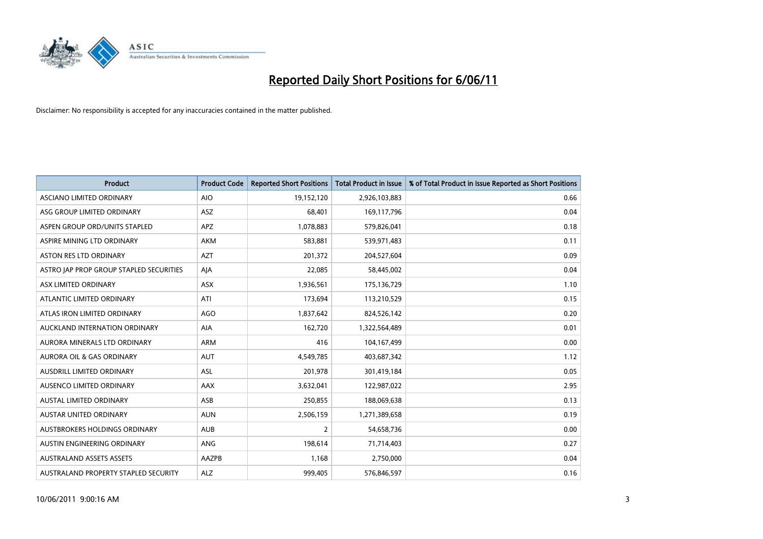# Reported Daily Short Positions for 6/06/11

Disclaimer: No responsibility is accepted for any inaccuracies contained in the matter published.

| Product | Product Code | Reported Short Positions | Total Product in Issue | % of Total Product in Issue Reported as Short Positions |
|---|---|---|---|---|
| ASCIANO LIMITED ORDINARY | AIO | 19,152,120 | 2,926,103,883 | 0.66 |
| ASG GROUP LIMITED ORDINARY | ASZ | 68,401 | 169,117,796 | 0.04 |
| ASPEN GROUP ORD/UNITS STAPLED | APZ | 1,078,883 | 579,826,041 | 0.18 |
| ASPIRE MINING LTD ORDINARY | AKM | 583,881 | 539,971,483 | 0.11 |
| ASTON RES LTD ORDINARY | AZT | 201,372 | 204,527,604 | 0.09 |
| ASTRO JAP PROP GROUP STAPLED SECURITIES | AJA | 22,085 | 58,445,002 | 0.04 |
| ASX LIMITED ORDINARY | ASX | 1,936,561 | 175,136,729 | 1.10 |
| ATLANTIC LIMITED ORDINARY | ATI | 173,694 | 113,210,529 | 0.15 |
| ATLAS IRON LIMITED ORDINARY | AGO | 1,837,642 | 824,526,142 | 0.20 |
| AUCKLAND INTERNATION ORDINARY | AIA | 162,720 | 1,322,564,489 | 0.01 |
| AURORA MINERALS LTD ORDINARY | ARM | 416 | 104,167,499 | 0.00 |
| AURORA OIL & GAS ORDINARY | AUT | 4,549,785 | 403,687,342 | 1.12 |
| AUSDRILL LIMITED ORDINARY | ASL | 201,978 | 301,419,184 | 0.05 |
| AUSENCO LIMITED ORDINARY | AAX | 3,632,041 | 122,987,022 | 2.95 |
| AUSTAL LIMITED ORDINARY | ASB | 250,855 | 188,069,638 | 0.13 |
| AUSTAR UNITED ORDINARY | AUN | 2,506,159 | 1,271,389,658 | 0.19 |
| AUSTBROKERS HOLDINGS ORDINARY | AUB | 2 | 54,658,736 | 0.00 |
| AUSTIN ENGINEERING ORDINARY | ANG | 198,614 | 71,714,403 | 0.27 |
| AUSTRALAND ASSETS ASSETS | AAZPB | 1,168 | 2,750,000 | 0.04 |
| AUSTRALAND PROPERTY STAPLED SECURITY | ALZ | 999,405 | 576,846,597 | 0.16 |

10/06/2011 9:00:16 AM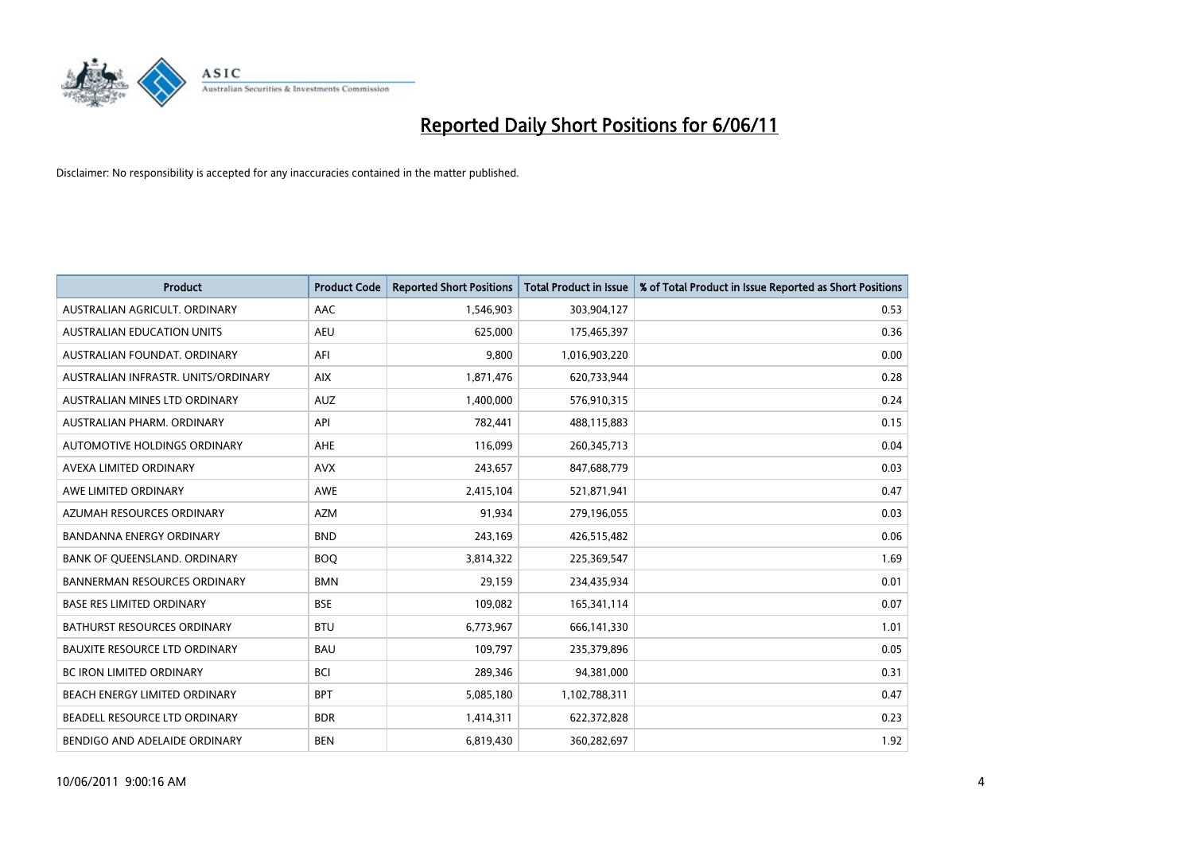# Reported Daily Short Positions for 6/06/11

Disclaimer: No responsibility is accepted for any inaccuracies contained in the matter published.

| Product | Product Code | Reported Short Positions | Total Product in Issue | % of Total Product in Issue Reported as Short Positions |
|---|---|---|---|---|
| AUSTRALIAN AGRICULT. ORDINARY | AAC | 1,546,903 | 303,904,127 | 0.53 |
| AUSTRALIAN EDUCATION UNITS | AEU | 625,000 | 175,465,397 | 0.36 |
| AUSTRALIAN FOUNDAT. ORDINARY | AFI | 9,800 | 1,016,903,220 | 0.00 |
| AUSTRALIAN INFRASTR. UNITS/ORDINARY | AIX | 1,871,476 | 620,733,944 | 0.28 |
| AUSTRALIAN MINES LTD ORDINARY | AUZ | 1,400,000 | 576,910,315 | 0.24 |
| AUSTRALIAN PHARM. ORDINARY | API | 782,441 | 488,115,883 | 0.15 |
| AUTOMOTIVE HOLDINGS ORDINARY | AHE | 116,099 | 260,345,713 | 0.04 |
| AVEXA LIMITED ORDINARY | AVX | 243,657 | 847,688,779 | 0.03 |
| AWE LIMITED ORDINARY | AWE | 2,415,104 | 521,871,941 | 0.47 |
| AZUMAH RESOURCES ORDINARY | AZM | 91,934 | 279,196,055 | 0.03 |
| BANDANNA ENERGY ORDINARY | BND | 243,169 | 426,515,482 | 0.06 |
| BANK OF QUEENSLAND. ORDINARY | BOQ | 3,814,322 | 225,369,547 | 1.69 |
| BANNERMAN RESOURCES ORDINARY | BMN | 29,159 | 234,435,934 | 0.01 |
| BASE RES LIMITED ORDINARY | BSE | 109,082 | 165,341,114 | 0.07 |
| BATHURST RESOURCES ORDINARY | BTU | 6,773,967 | 666,141,330 | 1.01 |
| BAUXITE RESOURCE LTD ORDINARY | BAU | 109,797 | 235,379,896 | 0.05 |
| BC IRON LIMITED ORDINARY | BCI | 289,346 | 94,381,000 | 0.31 |
| BEACH ENERGY LIMITED ORDINARY | BPT | 5,085,180 | 1,102,788,311 | 0.47 |
| BEADELL RESOURCE LTD ORDINARY | BDR | 1,414,311 | 622,372,828 | 0.23 |
| BENDIGO AND ADELAIDE ORDINARY | BEN | 6,819,430 | 360,282,697 | 1.92 |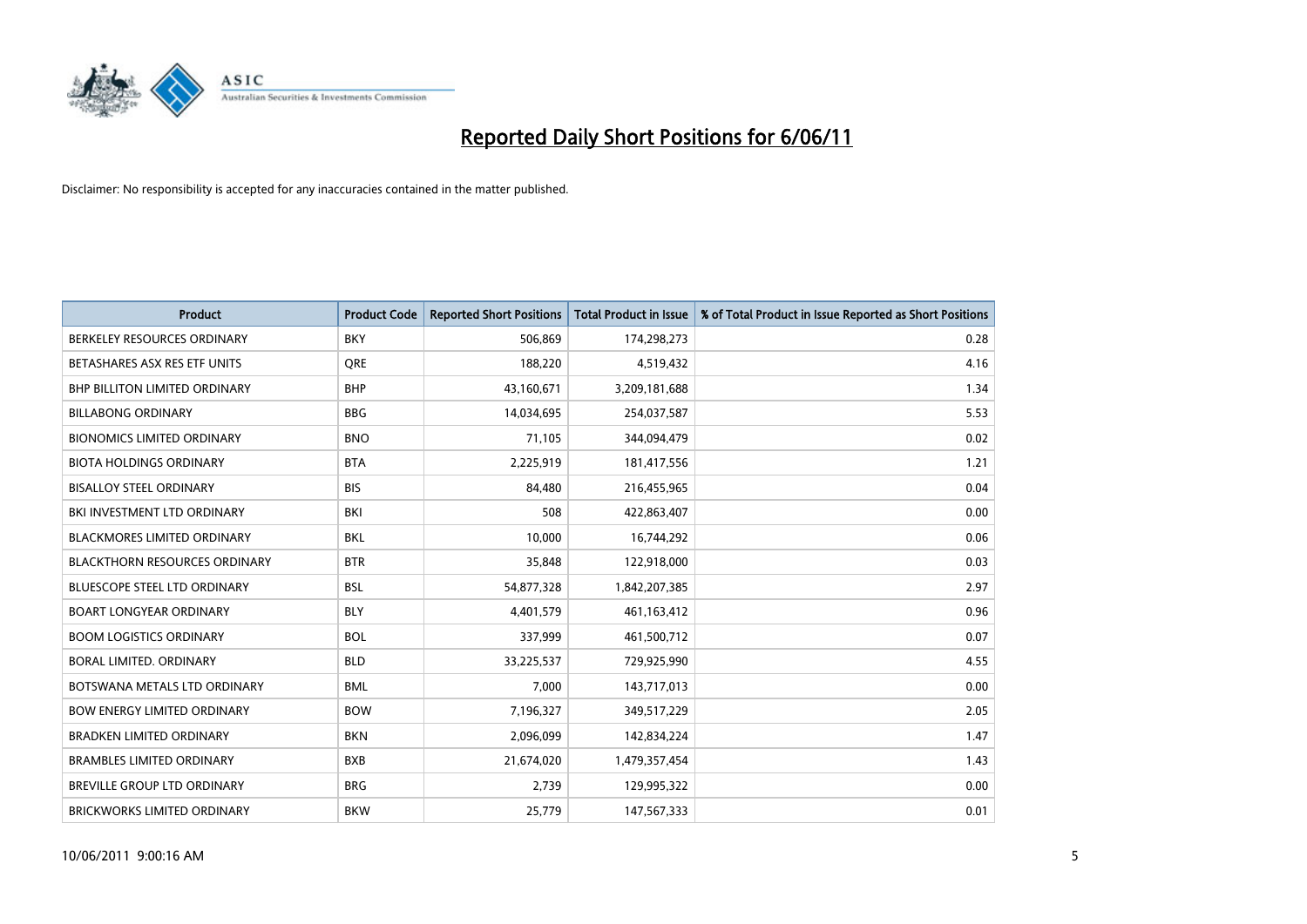# Reported Daily Short Positions for 6/06/11

Disclaimer: No responsibility is accepted for any inaccuracies contained in the matter published.

| Product | Product Code | Reported Short Positions | Total Product in Issue | % of Total Product in Issue Reported as Short Positions |
|---|---|---|---|---|
| BERKELEY RESOURCES ORDINARY | BKY | 506,869 | 174,298,273 | 0.28 |
| BETASHARES ASX RES ETF UNITS | QRE | 188,220 | 4,519,432 | 4.16 |
| BHP BILLITON LIMITED ORDINARY | BHP | 43,160,671 | 3,209,181,688 | 1.34 |
| BILLABONG ORDINARY | BBG | 14,034,695 | 254,037,587 | 5.53 |
| BIONOMICS LIMITED ORDINARY | BNO | 71,105 | 344,094,479 | 0.02 |
| BIOTA HOLDINGS ORDINARY | BTA | 2,225,919 | 181,417,556 | 1.21 |
| BISALLOY STEEL ORDINARY | BIS | 84,480 | 216,455,965 | 0.04 |
| BKI INVESTMENT LTD ORDINARY | BKI | 508 | 422,863,407 | 0.00 |
| BLACKMORES LIMITED ORDINARY | BKL | 10,000 | 16,744,292 | 0.06 |
| BLACKTHORN RESOURCES ORDINARY | BTR | 35,848 | 122,918,000 | 0.03 |
| BLUESCOPE STEEL LTD ORDINARY | BSL | 54,877,328 | 1,842,207,385 | 2.97 |
| BOART LONGYEAR ORDINARY | BLY | 4,401,579 | 461,163,412 | 0.96 |
| BOOM LOGISTICS ORDINARY | BOL | 337,999 | 461,500,712 | 0.07 |
| BORAL LIMITED. ORDINARY | BLD | 33,225,537 | 729,925,990 | 4.55 |
| BOTSWANA METALS LTD ORDINARY | BML | 7,000 | 143,717,013 | 0.00 |
| BOW ENERGY LIMITED ORDINARY | BOW | 7,196,327 | 349,517,229 | 2.05 |
| BRADKEN LIMITED ORDINARY | BKN | 2,096,099 | 142,834,224 | 1.47 |
| BRAMBLES LIMITED ORDINARY | BXB | 21,674,020 | 1,479,357,454 | 1.43 |
| BREVILLE GROUP LTD ORDINARY | BRG | 2,739 | 129,995,322 | 0.00 |
| BRICKWORKS LIMITED ORDINARY | BKW | 25,779 | 147,567,333 | 0.01 |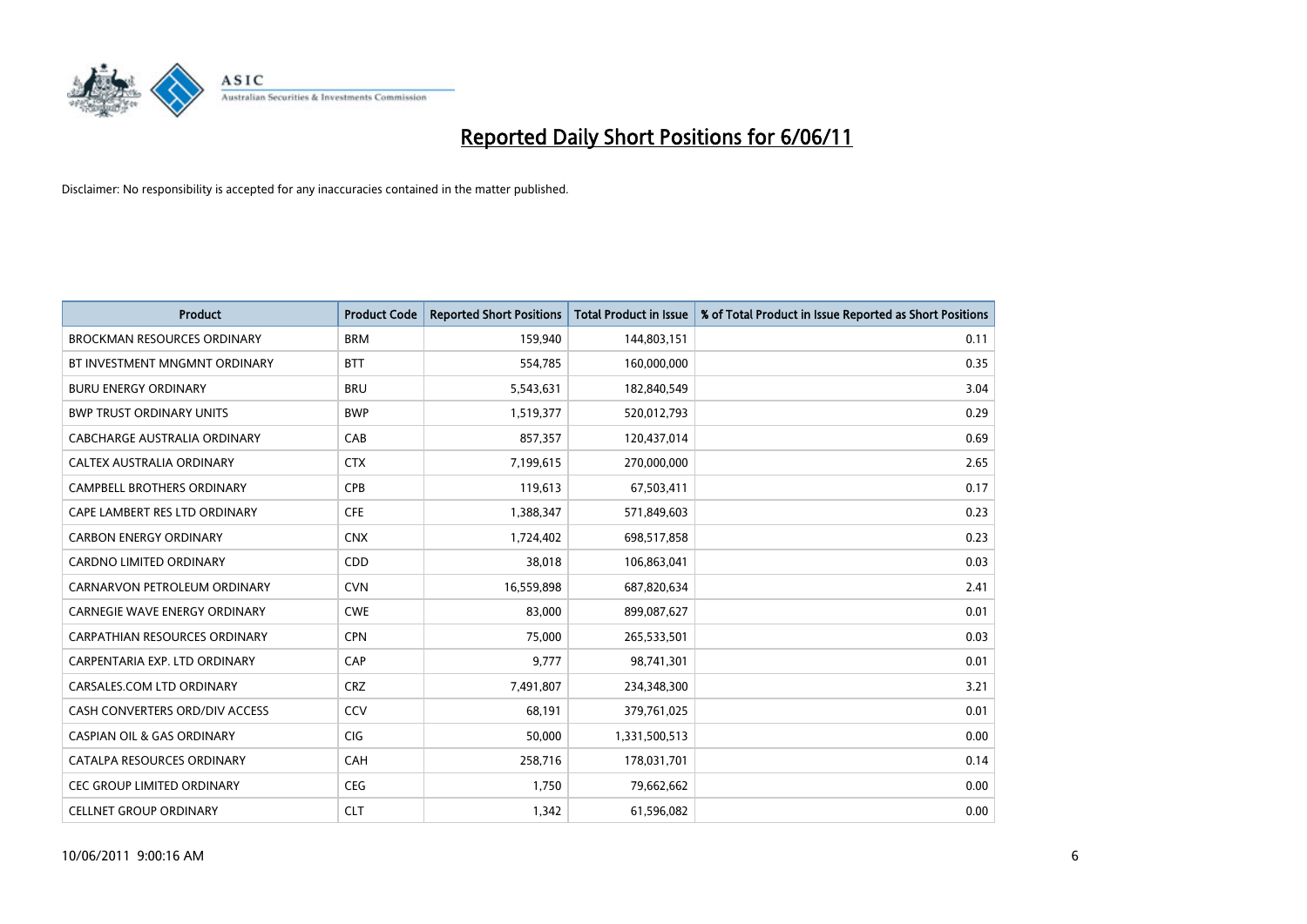# Reported Daily Short Positions for 6/06/11

Disclaimer: No responsibility is accepted for any inaccuracies contained in the matter published.

| Product | Product Code | Reported Short Positions | Total Product in Issue | % of Total Product in Issue Reported as Short Positions |
|---|---|---|---|---|
| BROCKMAN RESOURCES ORDINARY | BRM | 159,940 | 144,803,151 | 0.11 |
| BT INVESTMENT MNGMNT ORDINARY | BTT | 554,785 | 160,000,000 | 0.35 |
| BURU ENERGY ORDINARY | BRU | 5,543,631 | 182,840,549 | 3.04 |
| BWP TRUST ORDINARY UNITS | BWP | 1,519,377 | 520,012,793 | 0.29 |
| CABCHARGE AUSTRALIA ORDINARY | CAB | 857,357 | 120,437,014 | 0.69 |
| CALTEX AUSTRALIA ORDINARY | CTX | 7,199,615 | 270,000,000 | 2.65 |
| CAMPBELL BROTHERS ORDINARY | CPB | 119,613 | 67,503,411 | 0.17 |
| CAPE LAMBERT RES LTD ORDINARY | CFE | 1,388,347 | 571,849,603 | 0.23 |
| CARBON ENERGY ORDINARY | CNX | 1,724,402 | 698,517,858 | 0.23 |
| CARDNO LIMITED ORDINARY | CDD | 38,018 | 106,863,041 | 0.03 |
| CARNARVON PETROLEUM ORDINARY | CVN | 16,559,898 | 687,820,634 | 2.41 |
| CARNEGIE WAVE ENERGY ORDINARY | CWE | 83,000 | 899,087,627 | 0.01 |
| CARPATHIAN RESOURCES ORDINARY | CPN | 75,000 | 265,533,501 | 0.03 |
| CARPENTARIA EXP. LTD ORDINARY | CAP | 9,777 | 98,741,301 | 0.01 |
| CARSALES.COM LTD ORDINARY | CRZ | 7,491,807 | 234,348,300 | 3.21 |
| CASH CONVERTERS ORD/DIV ACCESS | CCV | 68,191 | 379,761,025 | 0.01 |
| CASPIAN OIL & GAS ORDINARY | CIG | 50,000 | 1,331,500,513 | 0.00 |
| CATALPA RESOURCES ORDINARY | CAH | 258,716 | 178,031,701 | 0.14 |
| CEC GROUP LIMITED ORDINARY | CEG | 1,750 | 79,662,662 | 0.00 |
| CELLNET GROUP ORDINARY | CLT | 1,342 | 61,596,082 | 0.00 |

10/06/2011 9:00:16 AM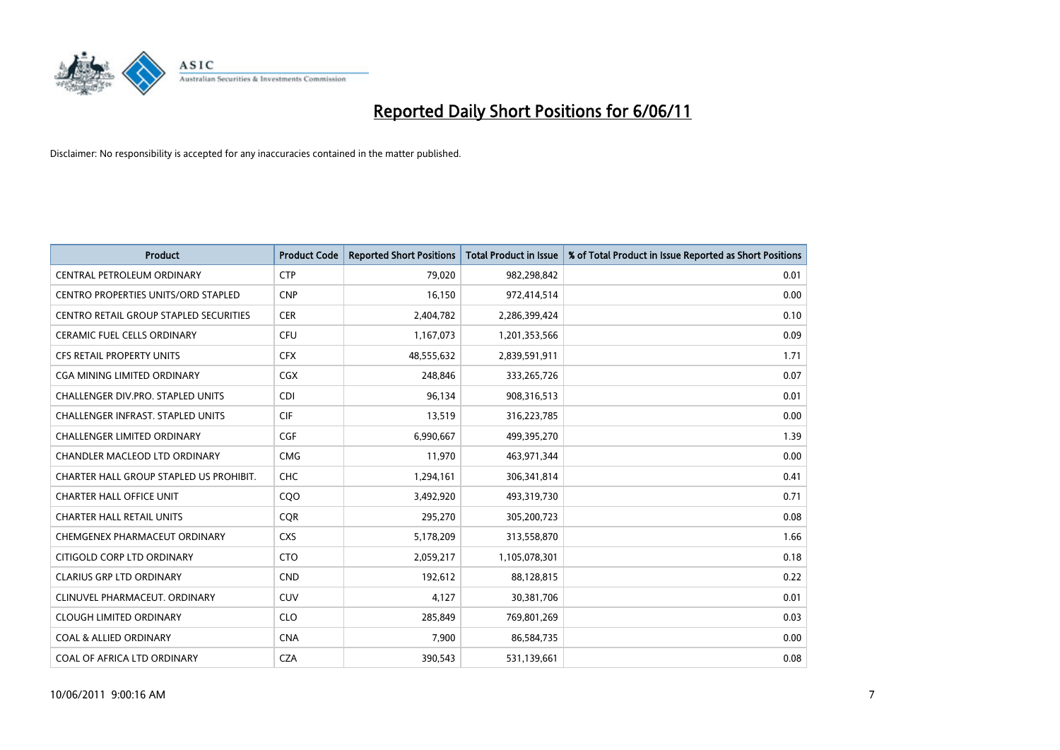# Reported Daily Short Positions for 6/06/11

Disclaimer: No responsibility is accepted for any inaccuracies contained in the matter published.

| Product | Product Code | Reported Short Positions | Total Product in Issue | % of Total Product in Issue Reported as Short Positions |
|---|---|---|---|---|
| CENTRAL PETROLEUM ORDINARY | CTP | 79,020 | 982,298,842 | 0.01 |
| CENTRO PROPERTIES UNITS/ORD STAPLED | CNP | 16,150 | 972,414,514 | 0.00 |
| CENTRO RETAIL GROUP STAPLED SECURITIES | CER | 2,404,782 | 2,286,399,424 | 0.10 |
| CERAMIC FUEL CELLS ORDINARY | CFU | 1,167,073 | 1,201,353,566 | 0.09 |
| CFS RETAIL PROPERTY UNITS | CFX | 48,555,632 | 2,839,591,911 | 1.71 |
| CGA MINING LIMITED ORDINARY | CGX | 248,846 | 333,265,726 | 0.07 |
| CHALLENGER DIV.PRO. STAPLED UNITS | CDI | 96,134 | 908,316,513 | 0.01 |
| CHALLENGER INFRAST. STAPLED UNITS | CIF | 13,519 | 316,223,785 | 0.00 |
| CHALLENGER LIMITED ORDINARY | CGF | 6,990,667 | 499,395,270 | 1.39 |
| CHANDLER MACLEOD LTD ORDINARY | CMG | 11,970 | 463,971,344 | 0.00 |
| CHARTER HALL GROUP STAPLED US PROHIBIT. | CHC | 1,294,161 | 306,341,814 | 0.41 |
| CHARTER HALL OFFICE UNIT | CQO | 3,492,920 | 493,319,730 | 0.71 |
| CHARTER HALL RETAIL UNITS | CQR | 295,270 | 305,200,723 | 0.08 |
| CHEMGENEX PHARMACEUT ORDINARY | CXS | 5,178,209 | 313,558,870 | 1.66 |
| CITIGOLD CORP LTD ORDINARY | CTO | 2,059,217 | 1,105,078,301 | 0.18 |
| CLARIUS GRP LTD ORDINARY | CND | 192,612 | 88,128,815 | 0.22 |
| CLINUVEL PHARMACEUT. ORDINARY | CUV | 4,127 | 30,381,706 | 0.01 |
| CLOUGH LIMITED ORDINARY | CLO | 285,849 | 769,801,269 | 0.03 |
| COAL & ALLIED ORDINARY | CNA | 7,900 | 86,584,735 | 0.00 |
| COAL OF AFRICA LTD ORDINARY | CZA | 390,543 | 531,139,661 | 0.08 |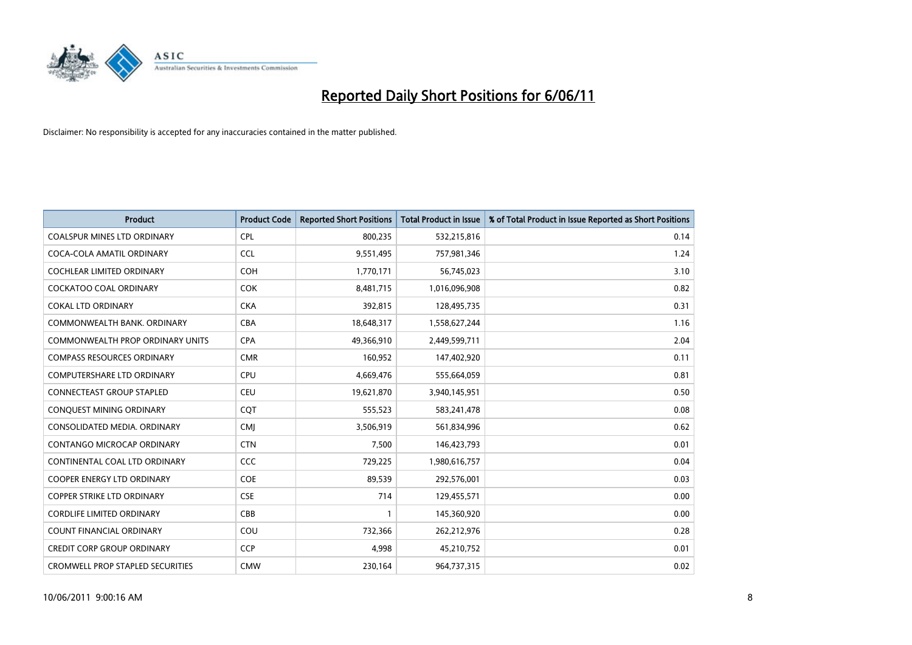# Reported Daily Short Positions for 6/06/11

Disclaimer: No responsibility is accepted for any inaccuracies contained in the matter published.

| Product | Product Code | Reported Short Positions | Total Product in Issue | % of Total Product in Issue Reported as Short Positions |
|---|---|---|---|---|
| COALSPUR MINES LTD ORDINARY | CPL | 800,235 | 532,215,816 | 0.14 |
| COCA-COLA AMATIL ORDINARY | CCL | 9,551,495 | 757,981,346 | 1.24 |
| COCHLEAR LIMITED ORDINARY | COH | 1,770,171 | 56,745,023 | 3.10 |
| COCKATOO COAL ORDINARY | COK | 8,481,715 | 1,016,096,908 | 0.82 |
| COKAL LTD ORDINARY | CKA | 392,815 | 128,495,735 | 0.31 |
| COMMONWEALTH BANK. ORDINARY | CBA | 18,648,317 | 1,558,627,244 | 1.16 |
| COMMONWEALTH PROP ORDINARY UNITS | CPA | 49,366,910 | 2,449,599,711 | 2.04 |
| COMPASS RESOURCES ORDINARY | CMR | 160,952 | 147,402,920 | 0.11 |
| COMPUTERSHARE LTD ORDINARY | CPU | 4,669,476 | 555,664,059 | 0.81 |
| CONNECTEAST GROUP STAPLED | CEU | 19,621,870 | 3,940,145,951 | 0.50 |
| CONQUEST MINING ORDINARY | CQT | 555,523 | 583,241,478 | 0.08 |
| CONSOLIDATED MEDIA. ORDINARY | CMJ | 3,506,919 | 561,834,996 | 0.62 |
| CONTANGO MICROCAP ORDINARY | CTN | 7,500 | 146,423,793 | 0.01 |
| CONTINENTAL COAL LTD ORDINARY | CCC | 729,225 | 1,980,616,757 | 0.04 |
| COOPER ENERGY LTD ORDINARY | COE | 89,539 | 292,576,001 | 0.03 |
| COPPER STRIKE LTD ORDINARY | CSE | 714 | 129,455,571 | 0.00 |
| CORDLIFE LIMITED ORDINARY | CBB | 1 | 145,360,920 | 0.00 |
| COUNT FINANCIAL ORDINARY | COU | 732,366 | 262,212,976 | 0.28 |
| CREDIT CORP GROUP ORDINARY | CCP | 4,998 | 45,210,752 | 0.01 |
| CROMWELL PROP STAPLED SECURITIES | CMW | 230,164 | 964,737,315 | 0.02 |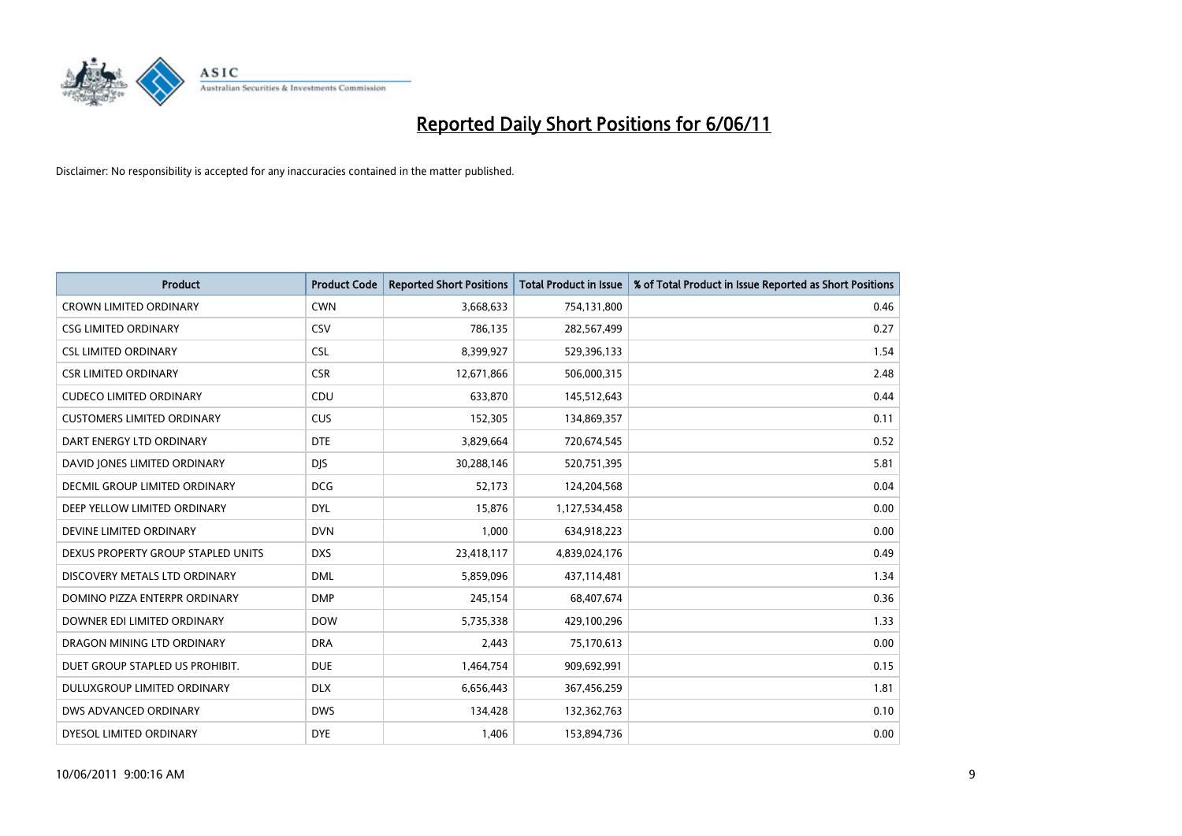# Reported Daily Short Positions for 6/06/11

Disclaimer: No responsibility is accepted for any inaccuracies contained in the matter published.

| Product | Product Code | Reported Short Positions | Total Product in Issue | % of Total Product in Issue Reported as Short Positions |
|---|---|---|---|---|
| CROWN LIMITED ORDINARY | CWN | 3,668,633 | 754,131,800 | 0.46 |
| CSG LIMITED ORDINARY | CSV | 786,135 | 282,567,499 | 0.27 |
| CSL LIMITED ORDINARY | CSL | 8,399,927 | 529,396,133 | 1.54 |
| CSR LIMITED ORDINARY | CSR | 12,671,866 | 506,000,315 | 2.48 |
| CUDECO LIMITED ORDINARY | CDU | 633,870 | 145,512,643 | 0.44 |
| CUSTOMERS LIMITED ORDINARY | CUS | 152,305 | 134,869,357 | 0.11 |
| DART ENERGY LTD ORDINARY | DTE | 3,829,664 | 720,674,545 | 0.52 |
| DAVID JONES LIMITED ORDINARY | DJS | 30,288,146 | 520,751,395 | 5.81 |
| DECMIL GROUP LIMITED ORDINARY | DCG | 52,173 | 124,204,568 | 0.04 |
| DEEP YELLOW LIMITED ORDINARY | DYL | 15,876 | 1,127,534,458 | 0.00 |
| DEVINE LIMITED ORDINARY | DVN | 1,000 | 634,918,223 | 0.00 |
| DEXUS PROPERTY GROUP STAPLED UNITS | DXS | 23,418,117 | 4,839,024,176 | 0.49 |
| DISCOVERY METALS LTD ORDINARY | DML | 5,859,096 | 437,114,481 | 1.34 |
| DOMINO PIZZA ENTERPR ORDINARY | DMP | 245,154 | 68,407,674 | 0.36 |
| DOWNER EDI LIMITED ORDINARY | DOW | 5,735,338 | 429,100,296 | 1.33 |
| DRAGON MINING LTD ORDINARY | DRA | 2,443 | 75,170,613 | 0.00 |
| DUET GROUP STAPLED US PROHIBIT. | DUE | 1,464,754 | 909,692,991 | 0.15 |
| DULUXGROUP LIMITED ORDINARY | DLX | 6,656,443 | 367,456,259 | 1.81 |
| DWS ADVANCED ORDINARY | DWS | 134,428 | 132,362,763 | 0.10 |
| DYESOL LIMITED ORDINARY | DYE | 1,406 | 153,894,736 | 0.00 |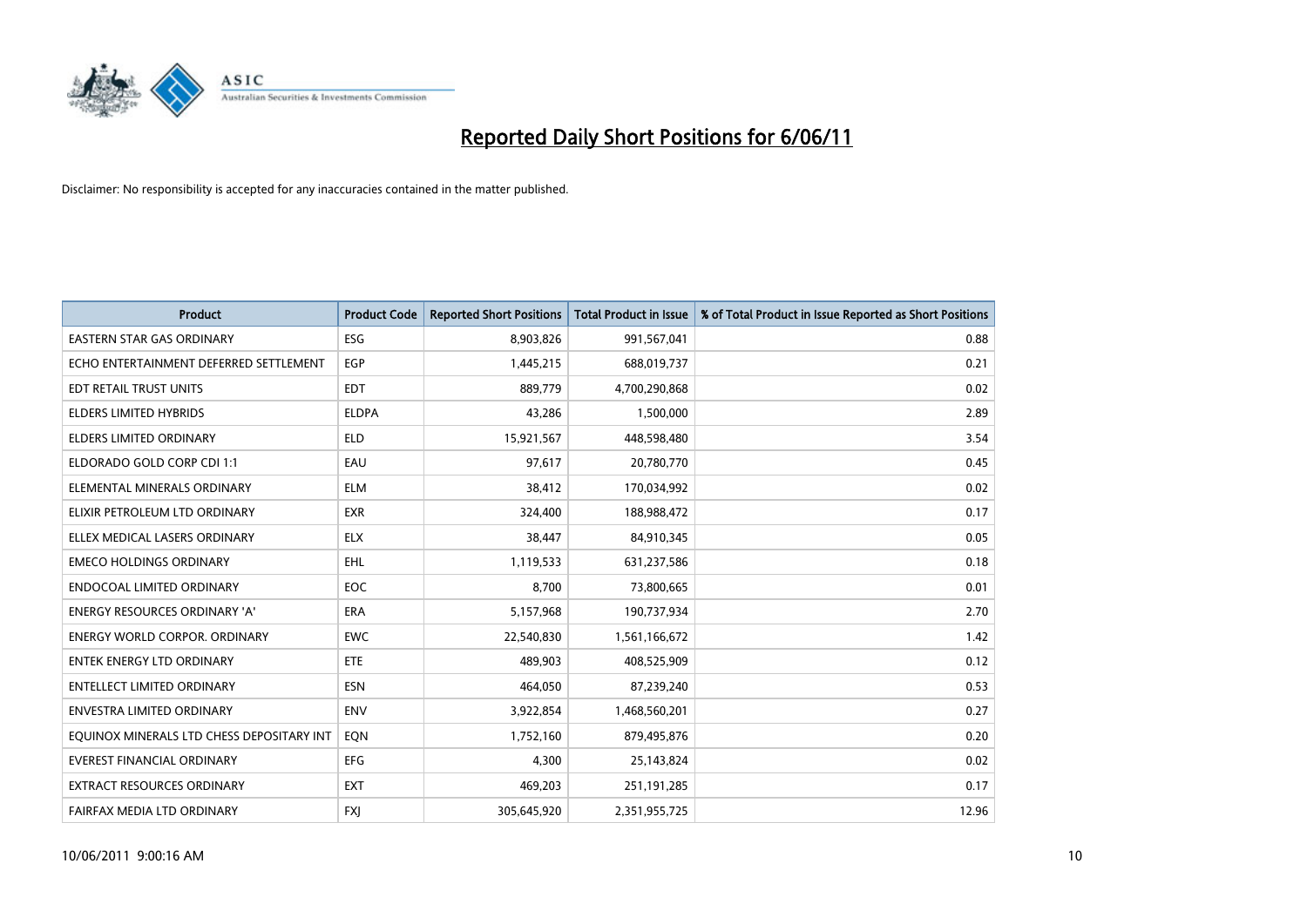# Reported Daily Short Positions for 6/06/11

Disclaimer: No responsibility is accepted for any inaccuracies contained in the matter published.

| Product | Product Code | Reported Short Positions | Total Product in Issue | % of Total Product in Issue Reported as Short Positions |
|---|---|---|---|---|
| EASTERN STAR GAS ORDINARY | ESG | 8,903,826 | 991,567,041 | 0.88 |
| ECHO ENTERTAINMENT DEFERRED SETTLEMENT | EGP | 1,445,215 | 688,019,737 | 0.21 |
| EDT RETAIL TRUST UNITS | EDT | 889,779 | 4,700,290,868 | 0.02 |
| ELDERS LIMITED HYBRIDS | ELDPA | 43,286 | 1,500,000 | 2.89 |
| ELDERS LIMITED ORDINARY | ELD | 15,921,567 | 448,598,480 | 3.54 |
| ELDORADO GOLD CORP CDI 1:1 | EAU | 97,617 | 20,780,770 | 0.45 |
| ELEMENTAL MINERALS ORDINARY | ELM | 38,412 | 170,034,992 | 0.02 |
| ELIXIR PETROLEUM LTD ORDINARY | EXR | 324,400 | 188,988,472 | 0.17 |
| ELLEX MEDICAL LASERS ORDINARY | ELX | 38,447 | 84,910,345 | 0.05 |
| EMECO HOLDINGS ORDINARY | EHL | 1,119,533 | 631,237,586 | 0.18 |
| ENDOCOAL LIMITED ORDINARY | EOC | 8,700 | 73,800,665 | 0.01 |
| ENERGY RESOURCES ORDINARY 'A' | ERA | 5,157,968 | 190,737,934 | 2.70 |
| ENERGY WORLD CORPOR. ORDINARY | EWC | 22,540,830 | 1,561,166,672 | 1.42 |
| ENTEK ENERGY LTD ORDINARY | ETE | 489,903 | 408,525,909 | 0.12 |
| ENTELLECT LIMITED ORDINARY | ESN | 464,050 | 87,239,240 | 0.53 |
| ENVESTRA LIMITED ORDINARY | ENV | 3,922,854 | 1,468,560,201 | 0.27 |
| EQUINOX MINERALS LTD CHESS DEPOSITARY INT | EQN | 1,752,160 | 879,495,876 | 0.20 |
| EVEREST FINANCIAL ORDINARY | EFG | 4,300 | 25,143,824 | 0.02 |
| EXTRACT RESOURCES ORDINARY | EXT | 469,203 | 251,191,285 | 0.17 |
| FAIRFAX MEDIA LTD ORDINARY | FXJ | 305,645,920 | 2,351,955,725 | 12.96 |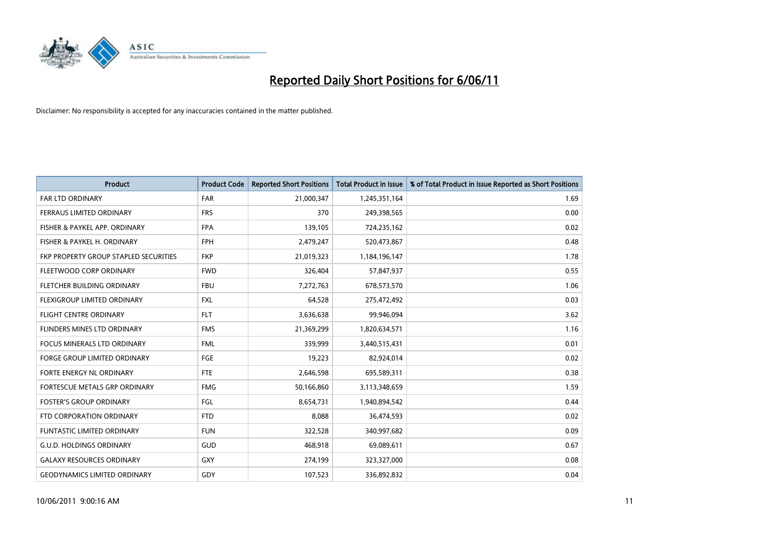# Reported Daily Short Positions for 6/06/11

Disclaimer: No responsibility is accepted for any inaccuracies contained in the matter published.

| Product | Product Code | Reported Short Positions | Total Product in Issue | % of Total Product in Issue Reported as Short Positions |
|---|---|---|---|---|
| FAR LTD ORDINARY | FAR | 21,000,347 | 1,245,351,164 | 1.69 |
| FERRAUS LIMITED ORDINARY | FRS | 370 | 249,398,565 | 0.00 |
| FISHER & PAYKEL APP. ORDINARY | FPA | 139,105 | 724,235,162 | 0.02 |
| FISHER & PAYKEL H. ORDINARY | FPH | 2,479,247 | 520,473,867 | 0.48 |
| FKP PROPERTY GROUP STAPLED SECURITIES | FKP | 21,019,323 | 1,184,196,147 | 1.78 |
| FLEETWOOD CORP ORDINARY | FWD | 326,404 | 57,847,937 | 0.55 |
| FLETCHER BUILDING ORDINARY | FBU | 7,272,763 | 678,573,570 | 1.06 |
| FLEXIGROUP LIMITED ORDINARY | FXL | 64,528 | 275,472,492 | 0.03 |
| FLIGHT CENTRE ORDINARY | FLT | 3,636,638 | 99,946,094 | 3.62 |
| FLINDERS MINES LTD ORDINARY | FMS | 21,369,299 | 1,820,634,571 | 1.16 |
| FOCUS MINERALS LTD ORDINARY | FML | 339,999 | 3,440,515,431 | 0.01 |
| FORGE GROUP LIMITED ORDINARY | FGE | 19,223 | 82,924,014 | 0.02 |
| FORTE ENERGY NL ORDINARY | FTE | 2,646,598 | 695,589,311 | 0.38 |
| FORTESCUE METALS GRP ORDINARY | FMG | 50,166,860 | 3,113,348,659 | 1.59 |
| FOSTER'S GROUP ORDINARY | FGL | 8,654,731 | 1,940,894,542 | 0.44 |
| FTD CORPORATION ORDINARY | FTD | 8,088 | 36,474,593 | 0.02 |
| FUNTASTIC LIMITED ORDINARY | FUN | 322,528 | 340,997,682 | 0.09 |
| G.U.D. HOLDINGS ORDINARY | GUD | 468,918 | 69,089,611 | 0.67 |
| GALAXY RESOURCES ORDINARY | GXY | 274,199 | 323,327,000 | 0.08 |
| GEODYNAMICS LIMITED ORDINARY | GDY | 107,523 | 336,892,832 | 0.04 |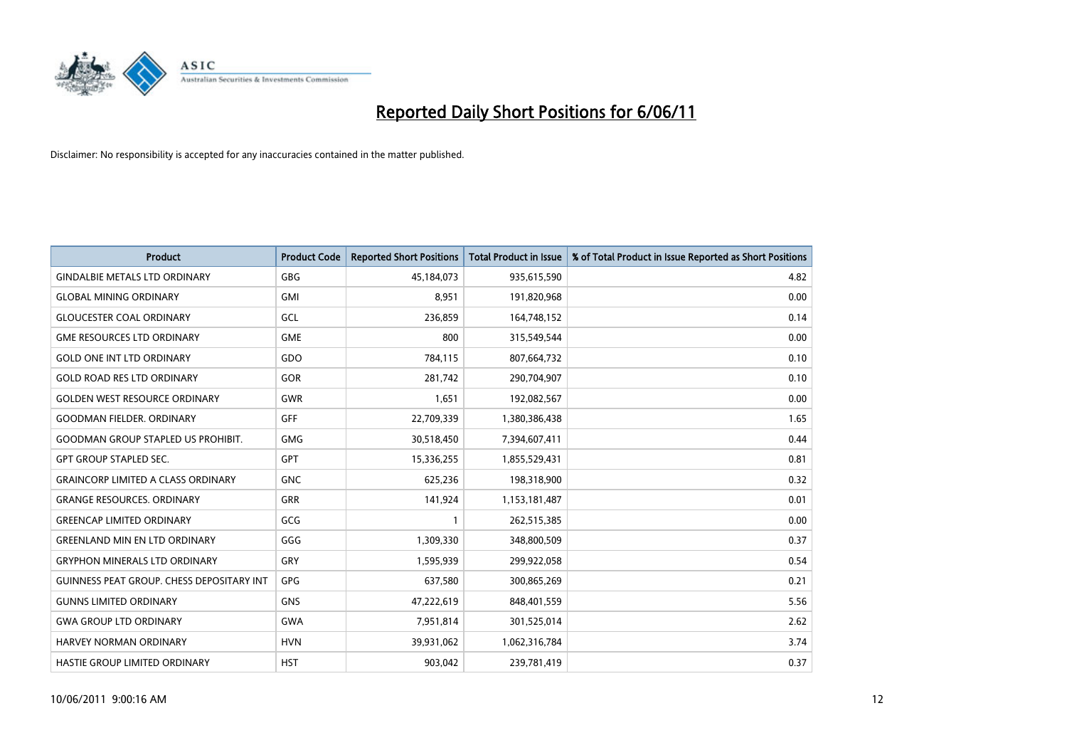# Reported Daily Short Positions for 6/06/11

Disclaimer: No responsibility is accepted for any inaccuracies contained in the matter published.

| Product | Product Code | Reported Short Positions | Total Product in Issue | % of Total Product in Issue Reported as Short Positions |
|---|---|---|---|---|
| GINDALBIE METALS LTD ORDINARY | GBG | 45,184,073 | 935,615,590 | 4.82 |
| GLOBAL MINING ORDINARY | GMI | 8,951 | 191,820,968 | 0.00 |
| GLOUCESTER COAL ORDINARY | GCL | 236,859 | 164,748,152 | 0.14 |
| GME RESOURCES LTD ORDINARY | GME | 800 | 315,549,544 | 0.00 |
| GOLD ONE INT LTD ORDINARY | GDO | 784,115 | 807,664,732 | 0.10 |
| GOLD ROAD RES LTD ORDINARY | GOR | 281,742 | 290,704,907 | 0.10 |
| GOLDEN WEST RESOURCE ORDINARY | GWR | 1,651 | 192,082,567 | 0.00 |
| GOODMAN FIELDER. ORDINARY | GFF | 22,709,339 | 1,380,386,438 | 1.65 |
| GOODMAN GROUP STAPLED US PROHIBIT. | GMG | 30,518,450 | 7,394,607,411 | 0.44 |
| GPT GROUP STAPLED SEC. | GPT | 15,336,255 | 1,855,529,431 | 0.81 |
| GRAINCORP LIMITED A CLASS ORDINARY | GNC | 625,236 | 198,318,900 | 0.32 |
| GRANGE RESOURCES. ORDINARY | GRR | 141,924 | 1,153,181,487 | 0.01 |
| GREENCAP LIMITED ORDINARY | GCG | 1 | 262,515,385 | 0.00 |
| GREENLAND MIN EN LTD ORDINARY | GGG | 1,309,330 | 348,800,509 | 0.37 |
| GRYPHON MINERALS LTD ORDINARY | GRY | 1,595,939 | 299,922,058 | 0.54 |
| GUINNESS PEAT GROUP. CHESS DEPOSITARY INT | GPG | 637,580 | 300,865,269 | 0.21 |
| GUNNS LIMITED ORDINARY | GNS | 47,222,619 | 848,401,559 | 5.56 |
| GWA GROUP LTD ORDINARY | GWA | 7,951,814 | 301,525,014 | 2.62 |
| HARVEY NORMAN ORDINARY | HVN | 39,931,062 | 1,062,316,784 | 3.74 |
| HASTIE GROUP LIMITED ORDINARY | HST | 903,042 | 239,781,419 | 0.37 |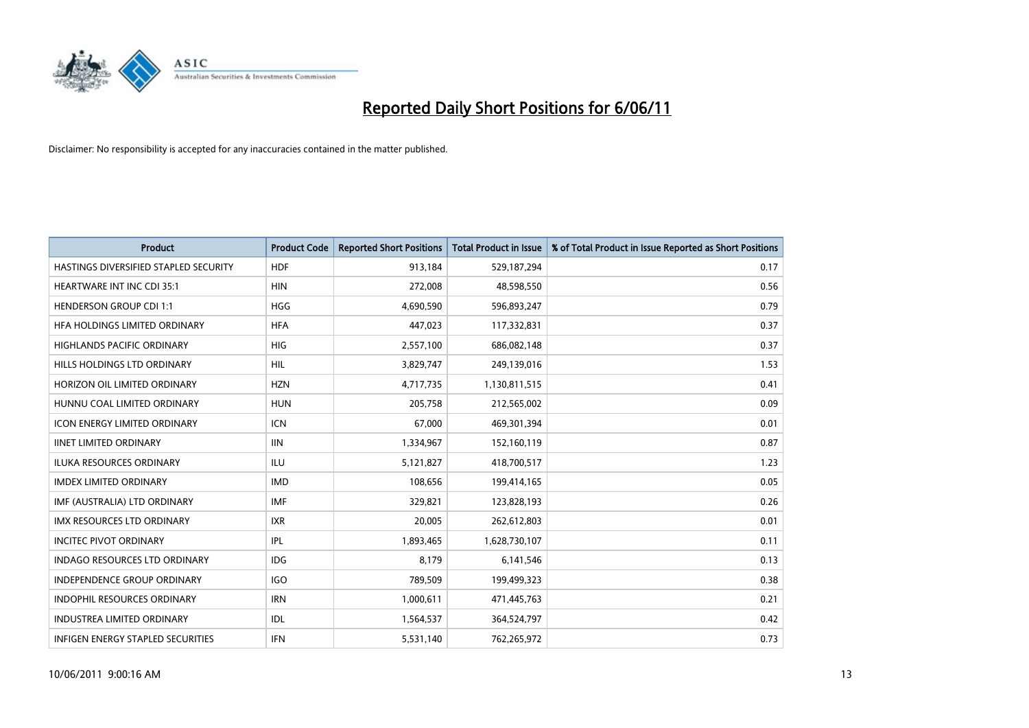# Reported Daily Short Positions for 6/06/11

Disclaimer: No responsibility is accepted for any inaccuracies contained in the matter published.

| Product | Product Code | Reported Short Positions | Total Product in Issue | % of Total Product in Issue Reported as Short Positions |
|---|---|---|---|---|
| HASTINGS DIVERSIFIED STAPLED SECURITY | HDF | 913,184 | 529,187,294 | 0.17 |
| HEARTWARE INT INC CDI 35:1 | HIN | 272,008 | 48,598,550 | 0.56 |
| HENDERSON GROUP CDI 1:1 | HGG | 4,690,590 | 596,893,247 | 0.79 |
| HFA HOLDINGS LIMITED ORDINARY | HFA | 447,023 | 117,332,831 | 0.37 |
| HIGHLANDS PACIFIC ORDINARY | HIG | 2,557,100 | 686,082,148 | 0.37 |
| HILLS HOLDINGS LTD ORDINARY | HIL | 3,829,747 | 249,139,016 | 1.53 |
| HORIZON OIL LIMITED ORDINARY | HZN | 4,717,735 | 1,130,811,515 | 0.41 |
| HUNNU COAL LIMITED ORDINARY | HUN | 205,758 | 212,565,002 | 0.09 |
| ICON ENERGY LIMITED ORDINARY | ICN | 67,000 | 469,301,394 | 0.01 |
| IINET LIMITED ORDINARY | IIN | 1,334,967 | 152,160,119 | 0.87 |
| ILUKA RESOURCES ORDINARY | ILU | 5,121,827 | 418,700,517 | 1.23 |
| IMDEX LIMITED ORDINARY | IMD | 108,656 | 199,414,165 | 0.05 |
| IMF (AUSTRALIA) LTD ORDINARY | IMF | 329,821 | 123,828,193 | 0.26 |
| IMX RESOURCES LTD ORDINARY | IXR | 20,005 | 262,612,803 | 0.01 |
| INCITEC PIVOT ORDINARY | IPL | 1,893,465 | 1,628,730,107 | 0.11 |
| INDAGO RESOURCES LTD ORDINARY | IDG | 8,179 | 6,141,546 | 0.13 |
| INDEPENDENCE GROUP ORDINARY | IGO | 789,509 | 199,499,323 | 0.38 |
| INDOPHIL RESOURCES ORDINARY | IRN | 1,000,611 | 471,445,763 | 0.21 |
| INDUSTREA LIMITED ORDINARY | IDL | 1,564,537 | 364,524,797 | 0.42 |
| INFIGEN ENERGY STAPLED SECURITIES | IFN | 5,531,140 | 762,265,972 | 0.73 |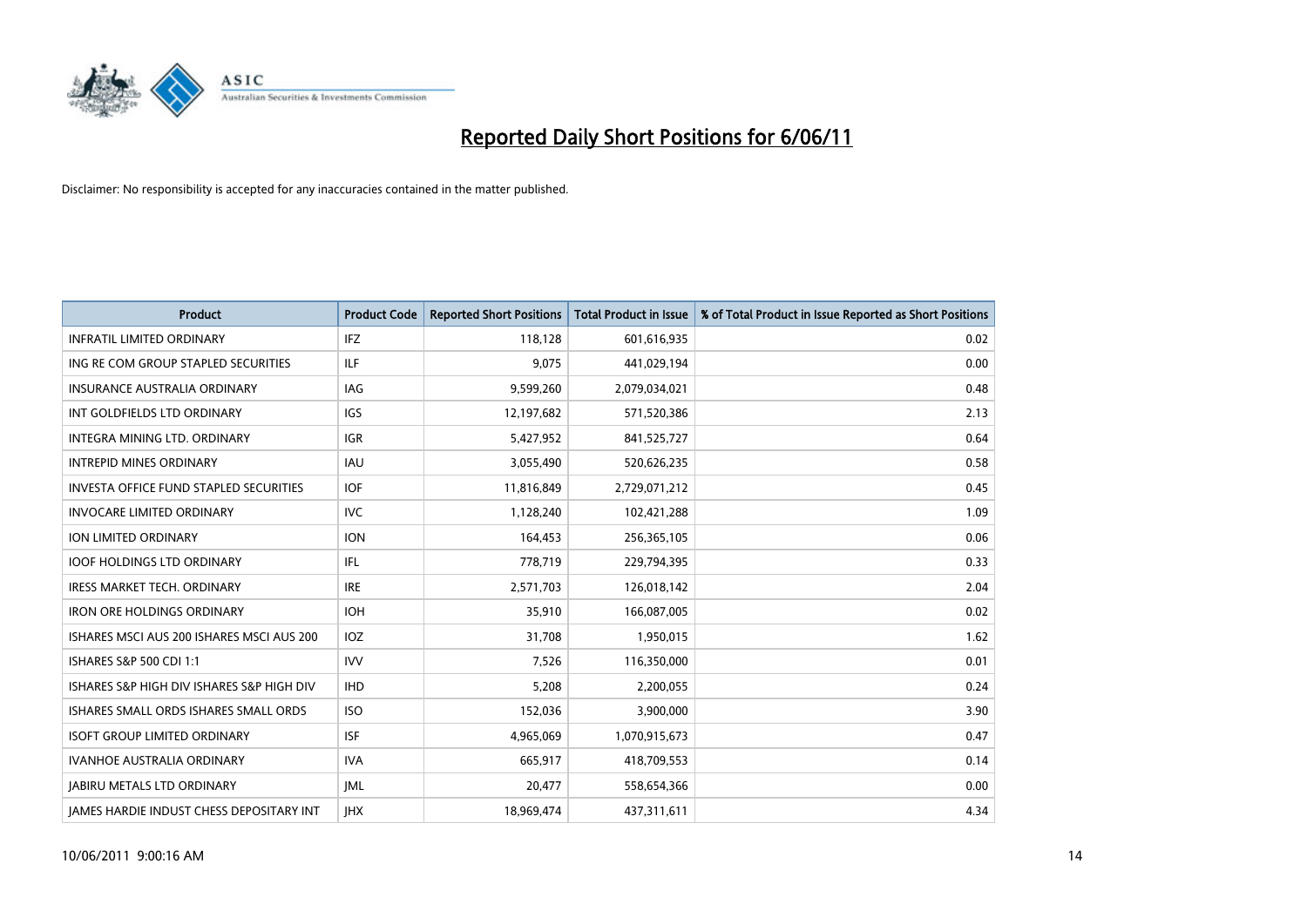# Reported Daily Short Positions for 6/06/11

Disclaimer: No responsibility is accepted for any inaccuracies contained in the matter published.

| Product | Product Code | Reported Short Positions | Total Product in Issue | % of Total Product in Issue Reported as Short Positions |
|---|---|---|---|---|
| INFRATIL LIMITED ORDINARY | IFZ | 118,128 | 601,616,935 | 0.02 |
| ING RE COM GROUP STAPLED SECURITIES | ILF | 9,075 | 441,029,194 | 0.00 |
| INSURANCE AUSTRALIA ORDINARY | IAG | 9,599,260 | 2,079,034,021 | 0.48 |
| INT GOLDFIELDS LTD ORDINARY | IGS | 12,197,682 | 571,520,386 | 2.13 |
| INTEGRA MINING LTD. ORDINARY | IGR | 5,427,952 | 841,525,727 | 0.64 |
| INTREPID MINES ORDINARY | IAU | 3,055,490 | 520,626,235 | 0.58 |
| INVESTA OFFICE FUND STAPLED SECURITIES | IOF | 11,816,849 | 2,729,071,212 | 0.45 |
| INVOCARE LIMITED ORDINARY | IVC | 1,128,240 | 102,421,288 | 1.09 |
| ION LIMITED ORDINARY | ION | 164,453 | 256,365,105 | 0.06 |
| IOOF HOLDINGS LTD ORDINARY | IFL | 778,719 | 229,794,395 | 0.33 |
| IRESS MARKET TECH. ORDINARY | IRE | 2,571,703 | 126,018,142 | 2.04 |
| IRON ORE HOLDINGS ORDINARY | IOH | 35,910 | 166,087,005 | 0.02 |
| ISHARES MSCI AUS 200 ISHARES MSCI AUS 200 | IOZ | 31,708 | 1,950,015 | 1.62 |
| ISHARES S&P 500 CDI 1:1 | IVV | 7,526 | 116,350,000 | 0.01 |
| ISHARES S&P HIGH DIV ISHARES S&P HIGH DIV | IHD | 5,208 | 2,200,055 | 0.24 |
| ISHARES SMALL ORDS ISHARES SMALL ORDS | ISO | 152,036 | 3,900,000 | 3.90 |
| ISOFT GROUP LIMITED ORDINARY | ISF | 4,965,069 | 1,070,915,673 | 0.47 |
| IVANHOE AUSTRALIA ORDINARY | IVA | 665,917 | 418,709,553 | 0.14 |
| JABIRU METALS LTD ORDINARY | JML | 20,477 | 558,654,366 | 0.00 |
| JAMES HARDIE INDUST CHESS DEPOSITARY INT | JHX | 18,969,474 | 437,311,611 | 4.34 |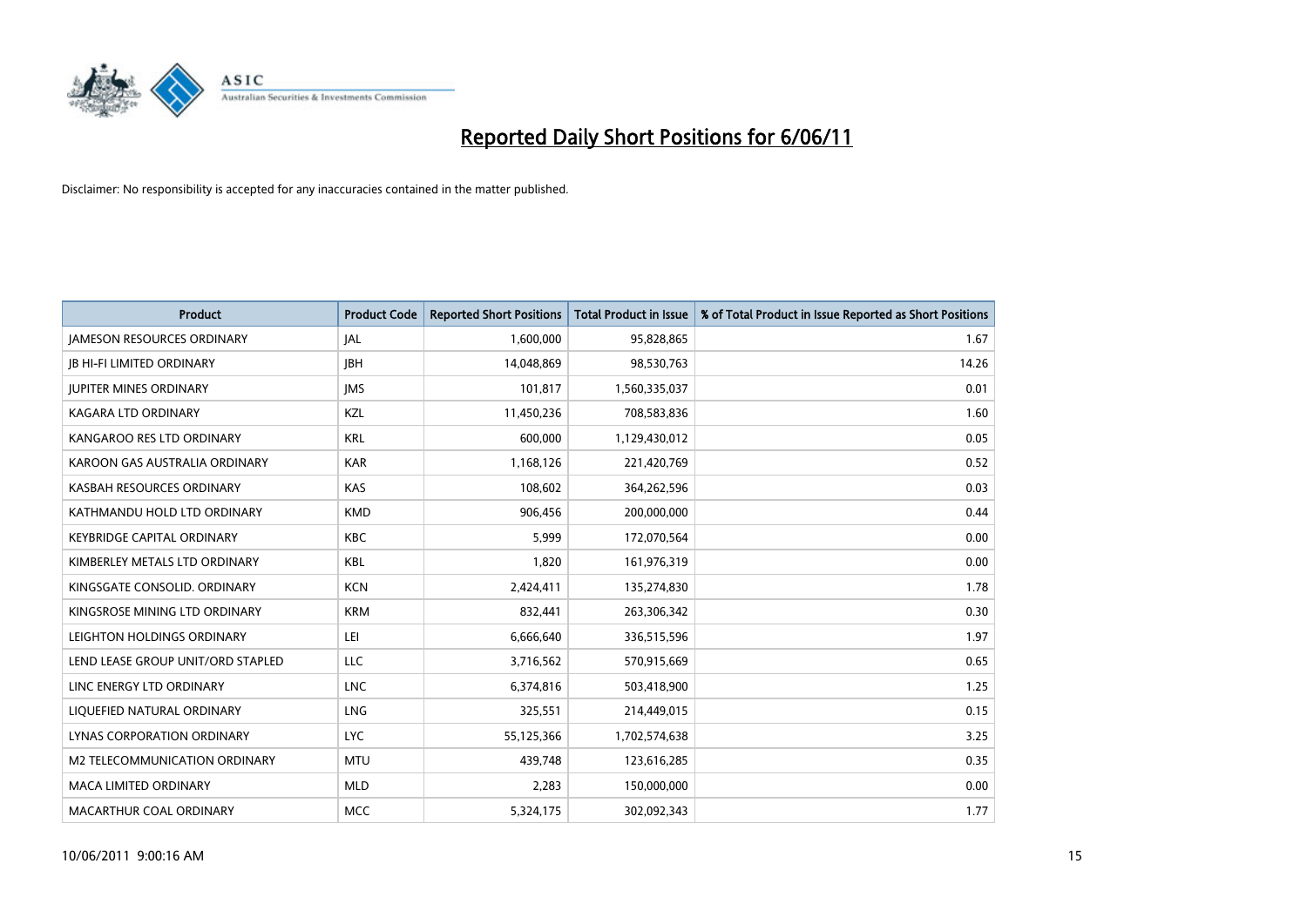# Reported Daily Short Positions for 6/06/11

Disclaimer: No responsibility is accepted for any inaccuracies contained in the matter published.

| Product | Product Code | Reported Short Positions | Total Product in Issue | % of Total Product in Issue Reported as Short Positions |
|---|---|---|---|---|
| JAMESON RESOURCES ORDINARY | JAL | 1,600,000 | 95,828,865 | 1.67 |
| JB HI-FI LIMITED ORDINARY | JBH | 14,048,869 | 98,530,763 | 14.26 |
| JUPITER MINES ORDINARY | JMS | 101,817 | 1,560,335,037 | 0.01 |
| KAGARA LTD ORDINARY | KZL | 11,450,236 | 708,583,836 | 1.60 |
| KANGAROO RES LTD ORDINARY | KRL | 600,000 | 1,129,430,012 | 0.05 |
| KAROON GAS AUSTRALIA ORDINARY | KAR | 1,168,126 | 221,420,769 | 0.52 |
| KASBAH RESOURCES ORDINARY | KAS | 108,602 | 364,262,596 | 0.03 |
| KATHMANDU HOLD LTD ORDINARY | KMD | 906,456 | 200,000,000 | 0.44 |
| KEYBRIDGE CAPITAL ORDINARY | KBC | 5,999 | 172,070,564 | 0.00 |
| KIMBERLEY METALS LTD ORDINARY | KBL | 1,820 | 161,976,319 | 0.00 |
| KINGSGATE CONSOLID. ORDINARY | KCN | 2,424,411 | 135,274,830 | 1.78 |
| KINGSROSE MINING LTD ORDINARY | KRM | 832,441 | 263,306,342 | 0.30 |
| LEIGHTON HOLDINGS ORDINARY | LEI | 6,666,640 | 336,515,596 | 1.97 |
| LEND LEASE GROUP UNIT/ORD STAPLED | LLC | 3,716,562 | 570,915,669 | 0.65 |
| LINC ENERGY LTD ORDINARY | LNC | 6,374,816 | 503,418,900 | 1.25 |
| LIQUEFIED NATURAL ORDINARY | LNG | 325,551 | 214,449,015 | 0.15 |
| LYNAS CORPORATION ORDINARY | LYC | 55,125,366 | 1,702,574,638 | 3.25 |
| M2 TELECOMMUNICATION ORDINARY | MTU | 439,748 | 123,616,285 | 0.35 |
| MACA LIMITED ORDINARY | MLD | 2,283 | 150,000,000 | 0.00 |
| MACARTHUR COAL ORDINARY | MCC | 5,324,175 | 302,092,343 | 1.77 |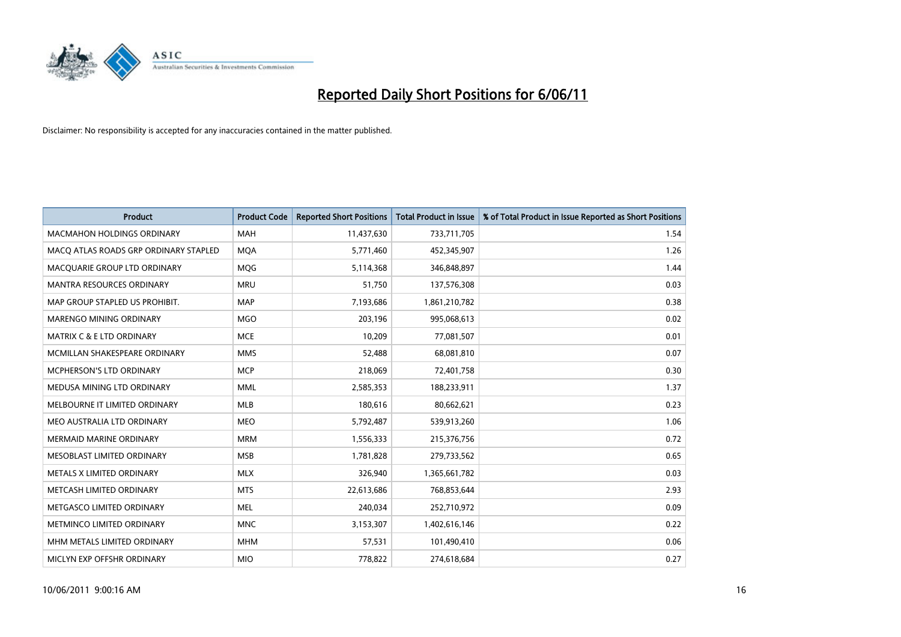# Reported Daily Short Positions for 6/06/11

Disclaimer: No responsibility is accepted for any inaccuracies contained in the matter published.

| Product | Product Code | Reported Short Positions | Total Product in Issue | % of Total Product in Issue Reported as Short Positions |
|---|---|---|---|---|
| MACMAHON HOLDINGS ORDINARY | MAH | 11,437,630 | 733,711,705 | 1.54 |
| MACQ ATLAS ROADS GRP ORDINARY STAPLED | MQA | 5,771,460 | 452,345,907 | 1.26 |
| MACQUARIE GROUP LTD ORDINARY | MQG | 5,114,368 | 346,848,897 | 1.44 |
| MANTRA RESOURCES ORDINARY | MRU | 51,750 | 137,576,308 | 0.03 |
| MAP GROUP STAPLED US PROHIBIT. | MAP | 7,193,686 | 1,861,210,782 | 0.38 |
| MARENGO MINING ORDINARY | MGO | 203,196 | 995,068,613 | 0.02 |
| MATRIX C & E LTD ORDINARY | MCE | 10,209 | 77,081,507 | 0.01 |
| MCMILLAN SHAKESPEARE ORDINARY | MMS | 52,488 | 68,081,810 | 0.07 |
| MCPHERSON'S LTD ORDINARY | MCP | 218,069 | 72,401,758 | 0.30 |
| MEDUSA MINING LTD ORDINARY | MML | 2,585,353 | 188,233,911 | 1.37 |
| MELBOURNE IT LIMITED ORDINARY | MLB | 180,616 | 80,662,621 | 0.23 |
| MEO AUSTRALIA LTD ORDINARY | MEO | 5,792,487 | 539,913,260 | 1.06 |
| MERMAID MARINE ORDINARY | MRM | 1,556,333 | 215,376,756 | 0.72 |
| MESOBLAST LIMITED ORDINARY | MSB | 1,781,828 | 279,733,562 | 0.65 |
| METALS X LIMITED ORDINARY | MLX | 326,940 | 1,365,661,782 | 0.03 |
| METCASH LIMITED ORDINARY | MTS | 22,613,686 | 768,853,644 | 2.93 |
| METGASCO LIMITED ORDINARY | MEL | 240,034 | 252,710,972 | 0.09 |
| METMINCO LIMITED ORDINARY | MNC | 3,153,307 | 1,402,616,146 | 0.22 |
| MHM METALS LIMITED ORDINARY | MHM | 57,531 | 101,490,410 | 0.06 |
| MICLYN EXP OFFSHR ORDINARY | MIO | 778,822 | 274,618,684 | 0.27 |

10/06/2011 9:00:16 AM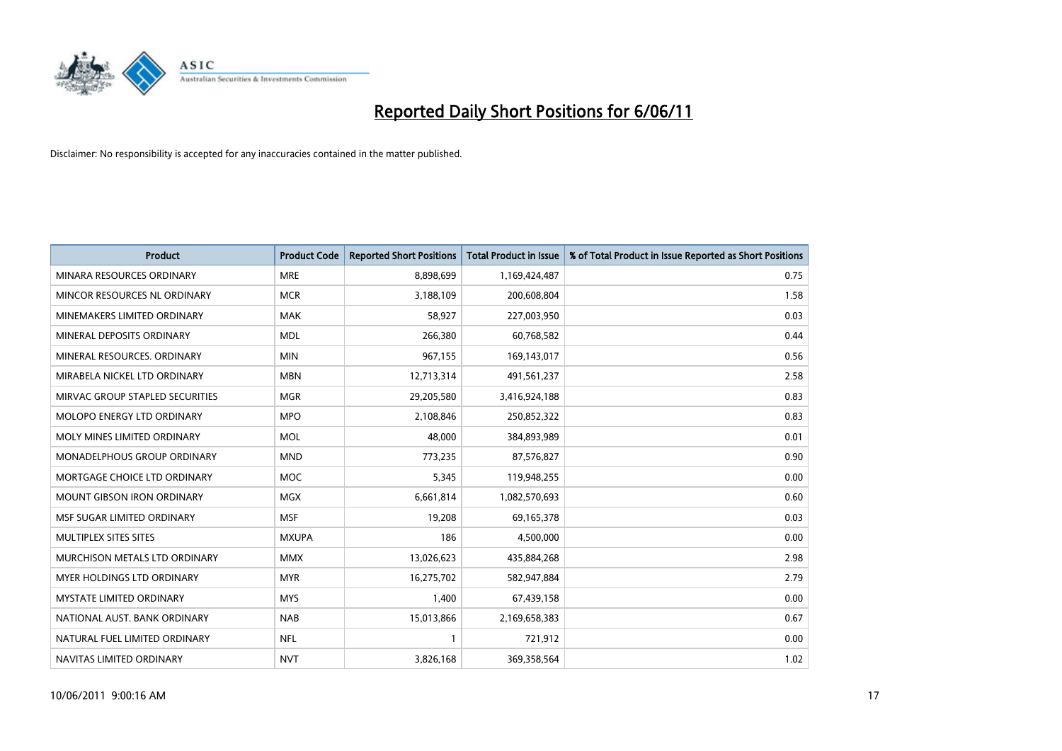# Reported Daily Short Positions for 6/06/11

Disclaimer: No responsibility is accepted for any inaccuracies contained in the matter published.

| Product | Product Code | Reported Short Positions | Total Product in Issue | % of Total Product in Issue Reported as Short Positions |
|---|---|---|---|---|
| MINARA RESOURCES ORDINARY | MRE | 8,898,699 | 1,169,424,487 | 0.75 |
| MINCOR RESOURCES NL ORDINARY | MCR | 3,188,109 | 200,608,804 | 1.58 |
| MINEMAKERS LIMITED ORDINARY | MAK | 58,927 | 227,003,950 | 0.03 |
| MINERAL DEPOSITS ORDINARY | MDL | 266,380 | 60,768,582 | 0.44 |
| MINERAL RESOURCES. ORDINARY | MIN | 967,155 | 169,143,017 | 0.56 |
| MIRABELA NICKEL LTD ORDINARY | MBN | 12,713,314 | 491,561,237 | 2.58 |
| MIRVAC GROUP STAPLED SECURITIES | MGR | 29,205,580 | 3,416,924,188 | 0.83 |
| MOLOPO ENERGY LTD ORDINARY | MPO | 2,108,846 | 250,852,322 | 0.83 |
| MOLY MINES LIMITED ORDINARY | MOL | 48,000 | 384,893,989 | 0.01 |
| MONADELPHOUS GROUP ORDINARY | MND | 773,235 | 87,576,827 | 0.90 |
| MORTGAGE CHOICE LTD ORDINARY | MOC | 5,345 | 119,948,255 | 0.00 |
| MOUNT GIBSON IRON ORDINARY | MGX | 6,661,814 | 1,082,570,693 | 0.60 |
| MSF SUGAR LIMITED ORDINARY | MSF | 19,208 | 69,165,378 | 0.03 |
| MULTIPLEX SITES SITES | MXUPA | 186 | 4,500,000 | 0.00 |
| MURCHISON METALS LTD ORDINARY | MMX | 13,026,623 | 435,884,268 | 2.98 |
| MYER HOLDINGS LTD ORDINARY | MYR | 16,275,702 | 582,947,884 | 2.79 |
| MYSTATE LIMITED ORDINARY | MYS | 1,400 | 67,439,158 | 0.00 |
| NATIONAL AUST. BANK ORDINARY | NAB | 15,013,866 | 2,169,658,383 | 0.67 |
| NATURAL FUEL LIMITED ORDINARY | NFL | 1 | 721,912 | 0.00 |
| NAVITAS LIMITED ORDINARY | NVT | 3,826,168 | 369,358,564 | 1.02 |

10/06/2011 9:00:16 AM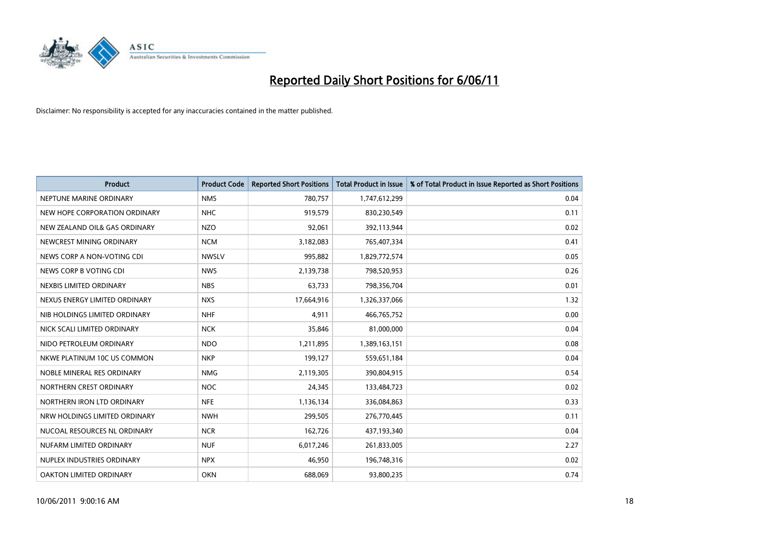# Reported Daily Short Positions for 6/06/11

Disclaimer: No responsibility is accepted for any inaccuracies contained in the matter published.

| Product | Product Code | Reported Short Positions | Total Product in Issue | % of Total Product in Issue Reported as Short Positions |
|---|---|---|---|---|
| NEPTUNE MARINE ORDINARY | NMS | 780,757 | 1,747,612,299 | 0.04 |
| NEW HOPE CORPORATION ORDINARY | NHC | 919,579 | 830,230,549 | 0.11 |
| NEW ZEALAND OIL& GAS ORDINARY | NZO | 92,061 | 392,113,944 | 0.02 |
| NEWCREST MINING ORDINARY | NCM | 3,182,083 | 765,407,334 | 0.41 |
| NEWS CORP A NON-VOTING CDI | NWSLV | 995,882 | 1,829,772,574 | 0.05 |
| NEWS CORP B VOTING CDI | NWS | 2,139,738 | 798,520,953 | 0.26 |
| NEXBIS LIMITED ORDINARY | NBS | 63,733 | 798,356,704 | 0.01 |
| NEXUS ENERGY LIMITED ORDINARY | NXS | 17,664,916 | 1,326,337,066 | 1.32 |
| NIB HOLDINGS LIMITED ORDINARY | NHF | 4,911 | 466,765,752 | 0.00 |
| NICK SCALI LIMITED ORDINARY | NCK | 35,846 | 81,000,000 | 0.04 |
| NIDO PETROLEUM ORDINARY | NDO | 1,211,895 | 1,389,163,151 | 0.08 |
| NKWE PLATINUM 10C US COMMON | NKP | 199,127 | 559,651,184 | 0.04 |
| NOBLE MINERAL RES ORDINARY | NMG | 2,119,305 | 390,804,915 | 0.54 |
| NORTHERN CREST ORDINARY | NOC | 24,345 | 133,484,723 | 0.02 |
| NORTHERN IRON LTD ORDINARY | NFE | 1,136,134 | 336,084,863 | 0.33 |
| NRW HOLDINGS LIMITED ORDINARY | NWH | 299,505 | 276,770,445 | 0.11 |
| NUCOAL RESOURCES NL ORDINARY | NCR | 162,726 | 437,193,340 | 0.04 |
| NUFARM LIMITED ORDINARY | NUF | 6,017,246 | 261,833,005 | 2.27 |
| NUPLEX INDUSTRIES ORDINARY | NPX | 46,950 | 196,748,316 | 0.02 |
| OAKTON LIMITED ORDINARY | OKN | 688,069 | 93,800,235 | 0.74 |

10/06/2011 9:00:16 AM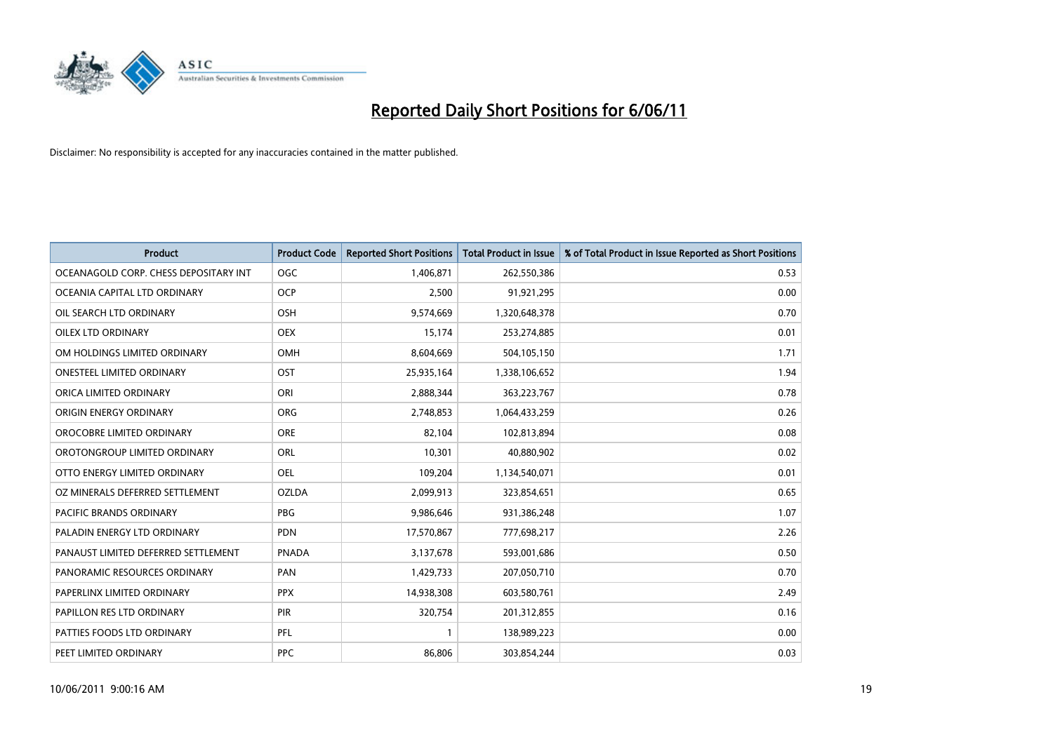# Reported Daily Short Positions for 6/06/11

Disclaimer: No responsibility is accepted for any inaccuracies contained in the matter published.

| Product | Product Code | Reported Short Positions | Total Product in Issue | % of Total Product in Issue Reported as Short Positions |
|---|---|---|---|---|
| OCEANAGOLD CORP. CHESS DEPOSITARY INT | OGC | 1,406,871 | 262,550,386 | 0.53 |
| OCEANIA CAPITAL LTD ORDINARY | OCP | 2,500 | 91,921,295 | 0.00 |
| OIL SEARCH LTD ORDINARY | OSH | 9,574,669 | 1,320,648,378 | 0.70 |
| OILEX LTD ORDINARY | OEX | 15,174 | 253,274,885 | 0.01 |
| OM HOLDINGS LIMITED ORDINARY | OMH | 8,604,669 | 504,105,150 | 1.71 |
| ONESTEEL LIMITED ORDINARY | OST | 25,935,164 | 1,338,106,652 | 1.94 |
| ORICA LIMITED ORDINARY | ORI | 2,888,344 | 363,223,767 | 0.78 |
| ORIGIN ENERGY ORDINARY | ORG | 2,748,853 | 1,064,433,259 | 0.26 |
| OROCOBRE LIMITED ORDINARY | ORE | 82,104 | 102,813,894 | 0.08 |
| OROTONGROUP LIMITED ORDINARY | ORL | 10,301 | 40,880,902 | 0.02 |
| OTTO ENERGY LIMITED ORDINARY | OEL | 109,204 | 1,134,540,071 | 0.01 |
| OZ MINERALS DEFERRED SETTLEMENT | OZLDA | 2,099,913 | 323,854,651 | 0.65 |
| PACIFIC BRANDS ORDINARY | PBG | 9,986,646 | 931,386,248 | 1.07 |
| PALADIN ENERGY LTD ORDINARY | PDN | 17,570,867 | 777,698,217 | 2.26 |
| PANAUST LIMITED DEFERRED SETTLEMENT | PNADA | 3,137,678 | 593,001,686 | 0.50 |
| PANORAMIC RESOURCES ORDINARY | PAN | 1,429,733 | 207,050,710 | 0.70 |
| PAPERLINX LIMITED ORDINARY | PPX | 14,938,308 | 603,580,761 | 2.49 |
| PAPILLON RES LTD ORDINARY | PIR | 320,754 | 201,312,855 | 0.16 |
| PATTIES FOODS LTD ORDINARY | PFL | 1 | 138,989,223 | 0.00 |
| PEET LIMITED ORDINARY | PPC | 86,806 | 303,854,244 | 0.03 |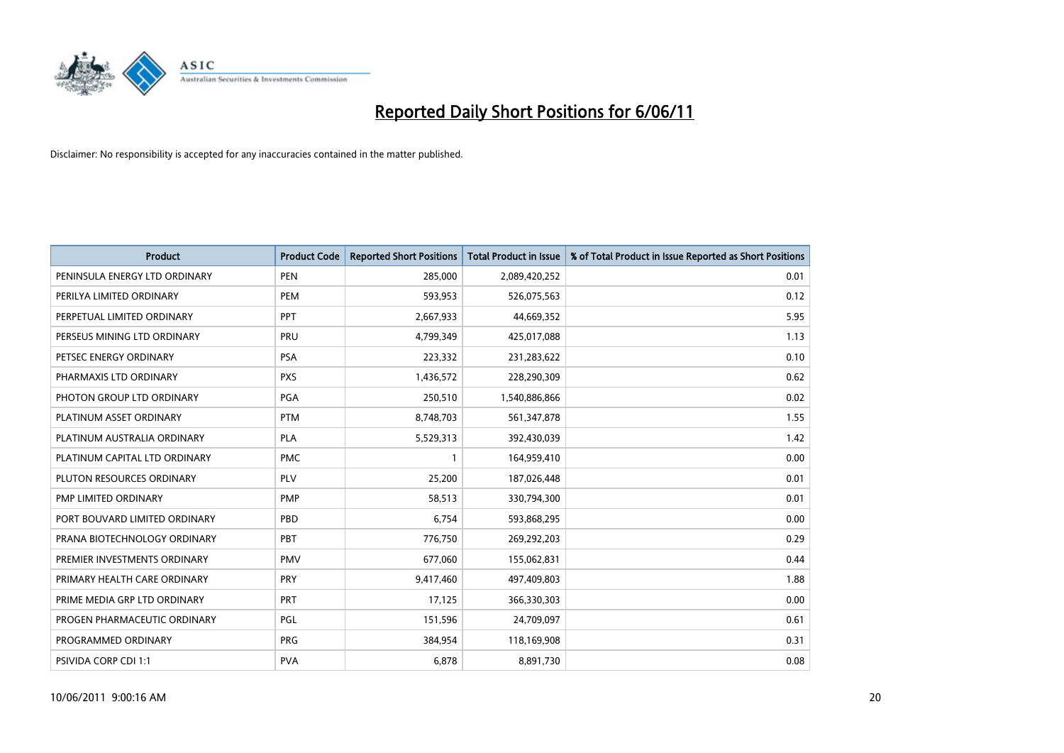# Reported Daily Short Positions for 6/06/11

Disclaimer: No responsibility is accepted for any inaccuracies contained in the matter published.

| Product | Product Code | Reported Short Positions | Total Product in Issue | % of Total Product in Issue Reported as Short Positions |
|---|---|---|---|---|
| PENINSULA ENERGY LTD ORDINARY | PEN | 285,000 | 2,089,420,252 | 0.01 |
| PERILYA LIMITED ORDINARY | PEM | 593,953 | 526,075,563 | 0.12 |
| PERPETUAL LIMITED ORDINARY | PPT | 2,667,933 | 44,669,352 | 5.95 |
| PERSEUS MINING LTD ORDINARY | PRU | 4,799,349 | 425,017,088 | 1.13 |
| PETSEC ENERGY ORDINARY | PSA | 223,332 | 231,283,622 | 0.10 |
| PHARMAXIS LTD ORDINARY | PXS | 1,436,572 | 228,290,309 | 0.62 |
| PHOTON GROUP LTD ORDINARY | PGA | 250,510 | 1,540,886,866 | 0.02 |
| PLATINUM ASSET ORDINARY | PTM | 8,748,703 | 561,347,878 | 1.55 |
| PLATINUM AUSTRALIA ORDINARY | PLA | 5,529,313 | 392,430,039 | 1.42 |
| PLATINUM CAPITAL LTD ORDINARY | PMC | 1 | 164,959,410 | 0.00 |
| PLUTON RESOURCES ORDINARY | PLV | 25,200 | 187,026,448 | 0.01 |
| PMP LIMITED ORDINARY | PMP | 58,513 | 330,794,300 | 0.01 |
| PORT BOUVARD LIMITED ORDINARY | PBD | 6,754 | 593,868,295 | 0.00 |
| PRANA BIOTECHNOLOGY ORDINARY | PBT | 776,750 | 269,292,203 | 0.29 |
| PREMIER INVESTMENTS ORDINARY | PMV | 677,060 | 155,062,831 | 0.44 |
| PRIMARY HEALTH CARE ORDINARY | PRY | 9,417,460 | 497,409,803 | 1.88 |
| PRIME MEDIA GRP LTD ORDINARY | PRT | 17,125 | 366,330,303 | 0.00 |
| PROGEN PHARMACEUTIC ORDINARY | PGL | 151,596 | 24,709,097 | 0.61 |
| PROGRAMMED ORDINARY | PRG | 384,954 | 118,169,908 | 0.31 |
| PSIVIDA CORP CDI 1:1 | PVA | 6,878 | 8,891,730 | 0.08 |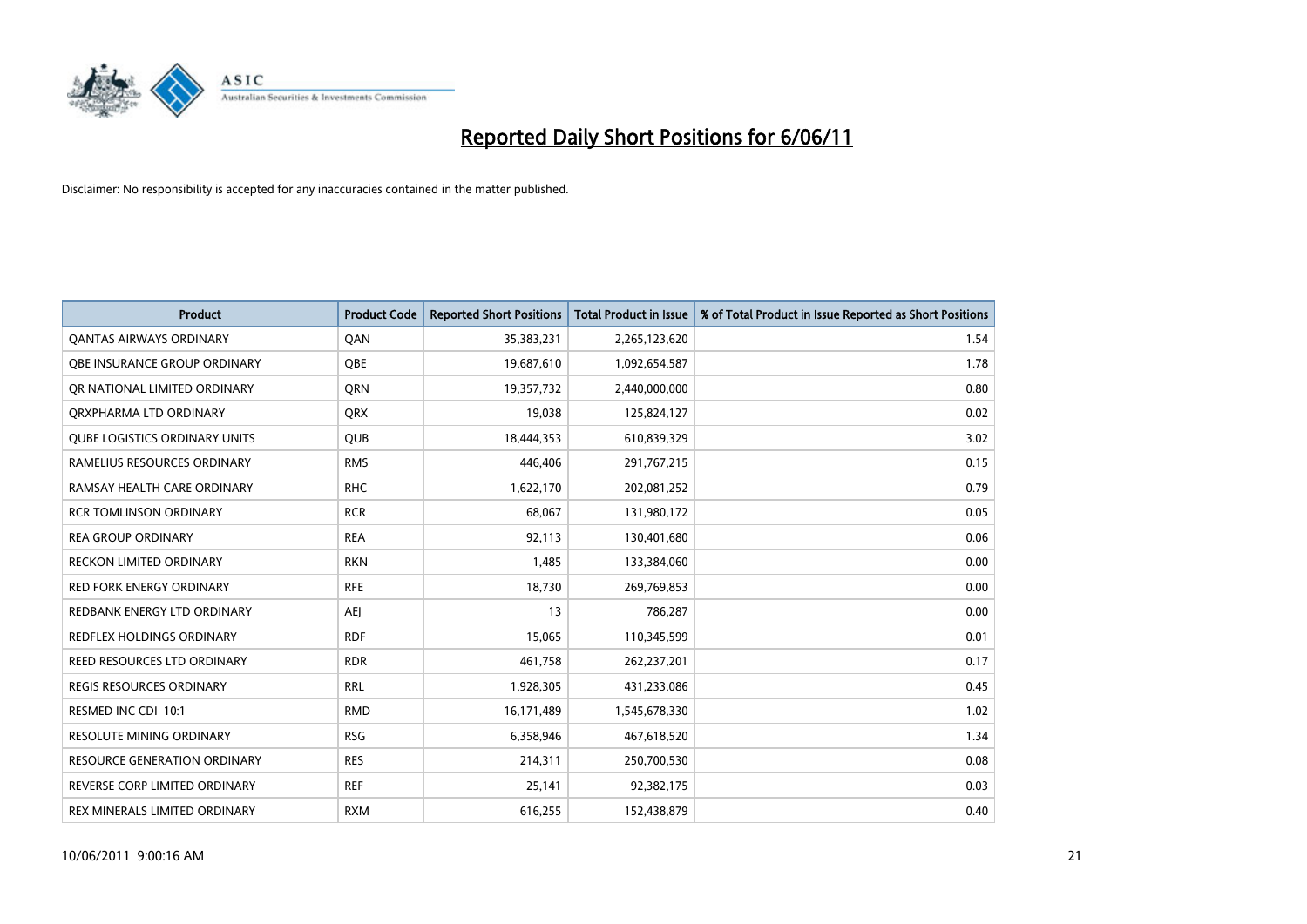# Reported Daily Short Positions for 6/06/11

Disclaimer: No responsibility is accepted for any inaccuracies contained in the matter published.

| Product | Product Code | Reported Short Positions | Total Product in Issue | % of Total Product in Issue Reported as Short Positions |
|---|---|---|---|---|
| QANTAS AIRWAYS ORDINARY | QAN | 35,383,231 | 2,265,123,620 | 1.54 |
| QBE INSURANCE GROUP ORDINARY | QBE | 19,687,610 | 1,092,654,587 | 1.78 |
| QR NATIONAL LIMITED ORDINARY | QRN | 19,357,732 | 2,440,000,000 | 0.80 |
| QRXPHARMA LTD ORDINARY | QRX | 19,038 | 125,824,127 | 0.02 |
| QUBE LOGISTICS ORDINARY UNITS | QUB | 18,444,353 | 610,839,329 | 3.02 |
| RAMELIUS RESOURCES ORDINARY | RMS | 446,406 | 291,767,215 | 0.15 |
| RAMSAY HEALTH CARE ORDINARY | RHC | 1,622,170 | 202,081,252 | 0.79 |
| RCR TOMLINSON ORDINARY | RCR | 68,067 | 131,980,172 | 0.05 |
| REA GROUP ORDINARY | REA | 92,113 | 130,401,680 | 0.06 |
| RECKON LIMITED ORDINARY | RKN | 1,485 | 133,384,060 | 0.00 |
| RED FORK ENERGY ORDINARY | RFE | 18,730 | 269,769,853 | 0.00 |
| REDBANK ENERGY LTD ORDINARY | AEJ | 13 | 786,287 | 0.00 |
| REDFLEX HOLDINGS ORDINARY | RDF | 15,065 | 110,345,599 | 0.01 |
| REED RESOURCES LTD ORDINARY | RDR | 461,758 | 262,237,201 | 0.17 |
| REGIS RESOURCES ORDINARY | RRL | 1,928,305 | 431,233,086 | 0.45 |
| RESMED INC CDI 10:1 | RMD | 16,171,489 | 1,545,678,330 | 1.02 |
| RESOLUTE MINING ORDINARY | RSG | 6,358,946 | 467,618,520 | 1.34 |
| RESOURCE GENERATION ORDINARY | RES | 214,311 | 250,700,530 | 0.08 |
| REVERSE CORP LIMITED ORDINARY | REF | 25,141 | 92,382,175 | 0.03 |
| REX MINERALS LIMITED ORDINARY | RXM | 616,255 | 152,438,879 | 0.40 |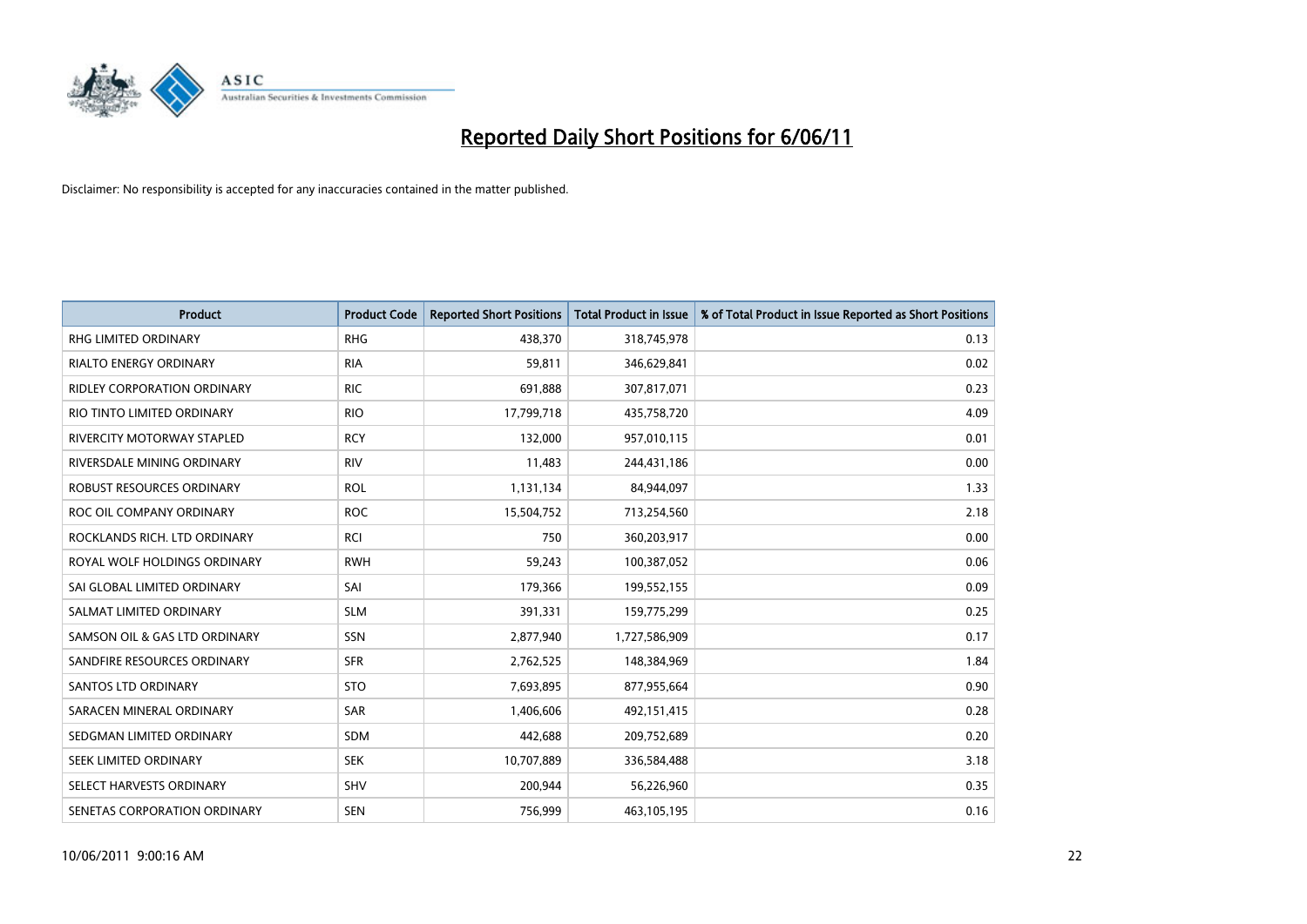# Reported Daily Short Positions for 6/06/11

Disclaimer: No responsibility is accepted for any inaccuracies contained in the matter published.

| Product | Product Code | Reported Short Positions | Total Product in Issue | % of Total Product in Issue Reported as Short Positions |
|---|---|---|---|---|
| RHG LIMITED ORDINARY | RHG | 438,370 | 318,745,978 | 0.13 |
| RIALTO ENERGY ORDINARY | RIA | 59,811 | 346,629,841 | 0.02 |
| RIDLEY CORPORATION ORDINARY | RIC | 691,888 | 307,817,071 | 0.23 |
| RIO TINTO LIMITED ORDINARY | RIO | 17,799,718 | 435,758,720 | 4.09 |
| RIVERCITY MOTORWAY STAPLED | RCY | 132,000 | 957,010,115 | 0.01 |
| RIVERSDALE MINING ORDINARY | RIV | 11,483 | 244,431,186 | 0.00 |
| ROBUST RESOURCES ORDINARY | ROL | 1,131,134 | 84,944,097 | 1.33 |
| ROC OIL COMPANY ORDINARY | ROC | 15,504,752 | 713,254,560 | 2.18 |
| ROCKLANDS RICH. LTD ORDINARY | RCI | 750 | 360,203,917 | 0.00 |
| ROYAL WOLF HOLDINGS ORDINARY | RWH | 59,243 | 100,387,052 | 0.06 |
| SAI GLOBAL LIMITED ORDINARY | SAI | 179,366 | 199,552,155 | 0.09 |
| SALMAT LIMITED ORDINARY | SLM | 391,331 | 159,775,299 | 0.25 |
| SAMSON OIL & GAS LTD ORDINARY | SSN | 2,877,940 | 1,727,586,909 | 0.17 |
| SANDFIRE RESOURCES ORDINARY | SFR | 2,762,525 | 148,384,969 | 1.84 |
| SANTOS LTD ORDINARY | STO | 7,693,895 | 877,955,664 | 0.90 |
| SARACEN MINERAL ORDINARY | SAR | 1,406,606 | 492,151,415 | 0.28 |
| SEDGMAN LIMITED ORDINARY | SDM | 442,688 | 209,752,689 | 0.20 |
| SEEK LIMITED ORDINARY | SEK | 10,707,889 | 336,584,488 | 3.18 |
| SELECT HARVESTS ORDINARY | SHV | 200,944 | 56,226,960 | 0.35 |
| SENETAS CORPORATION ORDINARY | SEN | 756,999 | 463,105,195 | 0.16 |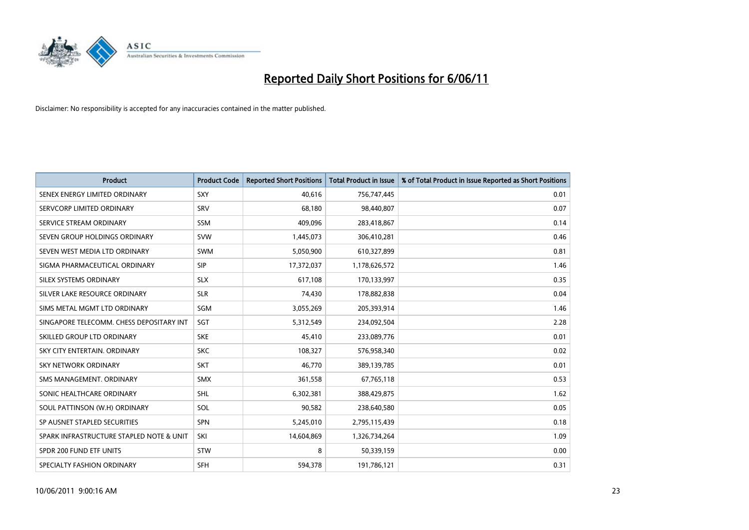# Reported Daily Short Positions for 6/06/11

Disclaimer: No responsibility is accepted for any inaccuracies contained in the matter published.

| Product | Product Code | Reported Short Positions | Total Product in Issue | % of Total Product in Issue Reported as Short Positions |
|---|---|---|---|---|
| SENEX ENERGY LIMITED ORDINARY | SXY | 40,616 | 756,747,445 | 0.01 |
| SERVCORP LIMITED ORDINARY | SRV | 68,180 | 98,440,807 | 0.07 |
| SERVICE STREAM ORDINARY | SSM | 409,096 | 283,418,867 | 0.14 |
| SEVEN GROUP HOLDINGS ORDINARY | SVW | 1,445,073 | 306,410,281 | 0.46 |
| SEVEN WEST MEDIA LTD ORDINARY | SWM | 5,050,900 | 610,327,899 | 0.81 |
| SIGMA PHARMACEUTICAL ORDINARY | SIP | 17,372,037 | 1,178,626,572 | 1.46 |
| SILEX SYSTEMS ORDINARY | SLX | 617,108 | 170,133,997 | 0.35 |
| SILVER LAKE RESOURCE ORDINARY | SLR | 74,430 | 178,882,838 | 0.04 |
| SIMS METAL MGMT LTD ORDINARY | SGM | 3,055,269 | 205,393,914 | 1.46 |
| SINGAPORE TELECOMM. CHESS DEPOSITARY INT | SGT | 5,312,549 | 234,092,504 | 2.28 |
| SKILLED GROUP LTD ORDINARY | SKE | 45,410 | 233,089,776 | 0.01 |
| SKY CITY ENTERTAIN. ORDINARY | SKC | 108,327 | 576,958,340 | 0.02 |
| SKY NETWORK ORDINARY | SKT | 46,770 | 389,139,785 | 0.01 |
| SMS MANAGEMENT. ORDINARY | SMX | 361,558 | 67,765,118 | 0.53 |
| SONIC HEALTHCARE ORDINARY | SHL | 6,302,381 | 388,429,875 | 1.62 |
| SOUL PATTINSON (W.H) ORDINARY | SOL | 90,582 | 238,640,580 | 0.05 |
| SP AUSNET STAPLED SECURITIES | SPN | 5,245,010 | 2,795,115,439 | 0.18 |
| SPARK INFRASTRUCTURE STAPLED NOTE & UNIT | SKI | 14,604,869 | 1,326,734,264 | 1.09 |
| SPDR 200 FUND ETF UNITS | STW | 8 | 50,339,159 | 0.00 |
| SPECIALTY FASHION ORDINARY | SFH | 594,378 | 191,786,121 | 0.31 |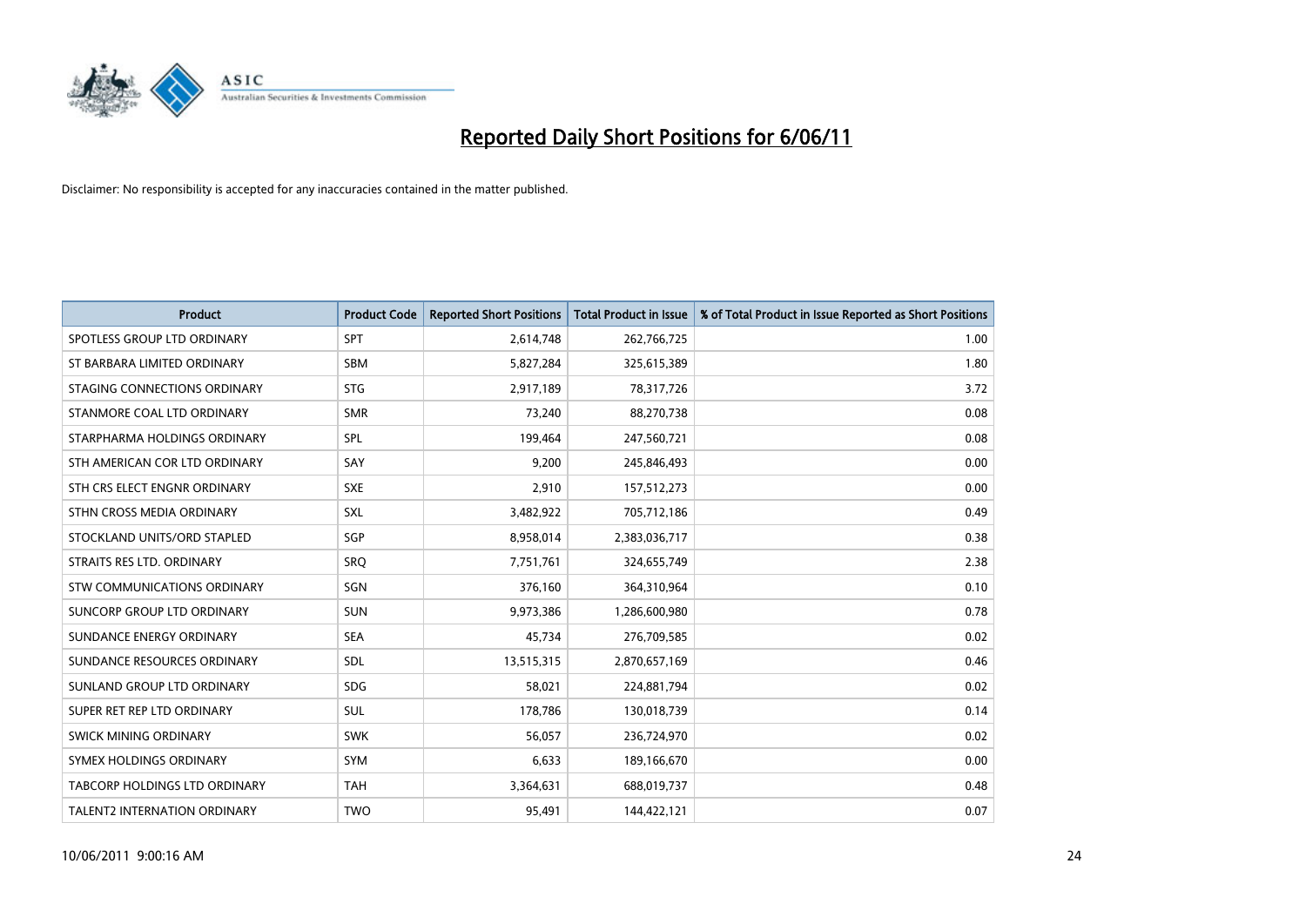# Reported Daily Short Positions for 6/06/11

Disclaimer: No responsibility is accepted for any inaccuracies contained in the matter published.

| Product | Product Code | Reported Short Positions | Total Product in Issue | % of Total Product in Issue Reported as Short Positions |
| --- | --- | --- | --- | --- |
| SPOTLESS GROUP LTD ORDINARY | SPT | 2,614,748 | 262,766,725 | 1.00 |
| ST BARBARA LIMITED ORDINARY | SBM | 5,827,284 | 325,615,389 | 1.80 |
| STAGING CONNECTIONS ORDINARY | STG | 2,917,189 | 78,317,726 | 3.72 |
| STANMORE COAL LTD ORDINARY | SMR | 73,240 | 88,270,738 | 0.08 |
| STARPHARMA HOLDINGS ORDINARY | SPL | 199,464 | 247,560,721 | 0.08 |
| STH AMERICAN COR LTD ORDINARY | SAY | 9,200 | 245,846,493 | 0.00 |
| STH CRS ELECT ENGNR ORDINARY | SXE | 2,910 | 157,512,273 | 0.00 |
| STHN CROSS MEDIA ORDINARY | SXL | 3,482,922 | 705,712,186 | 0.49 |
| STOCKLAND UNITS/ORD STAPLED | SGP | 8,958,014 | 2,383,036,717 | 0.38 |
| STRAITS RES LTD. ORDINARY | SRQ | 7,751,761 | 324,655,749 | 2.38 |
| STW COMMUNICATIONS ORDINARY | SGN | 376,160 | 364,310,964 | 0.10 |
| SUNCORP GROUP LTD ORDINARY | SUN | 9,973,386 | 1,286,600,980 | 0.78 |
| SUNDANCE ENERGY ORDINARY | SEA | 45,734 | 276,709,585 | 0.02 |
| SUNDANCE RESOURCES ORDINARY | SDL | 13,515,315 | 2,870,657,169 | 0.46 |
| SUNLAND GROUP LTD ORDINARY | SDG | 58,021 | 224,881,794 | 0.02 |
| SUPER RET REP LTD ORDINARY | SUL | 178,786 | 130,018,739 | 0.14 |
| SWICK MINING ORDINARY | SWK | 56,057 | 236,724,970 | 0.02 |
| SYMEX HOLDINGS ORDINARY | SYM | 6,633 | 189,166,670 | 0.00 |
| TABCORP HOLDINGS LTD ORDINARY | TAH | 3,364,631 | 688,019,737 | 0.48 |
| TALENT2 INTERNATION ORDINARY | TWO | 95,491 | 144,422,121 | 0.07 |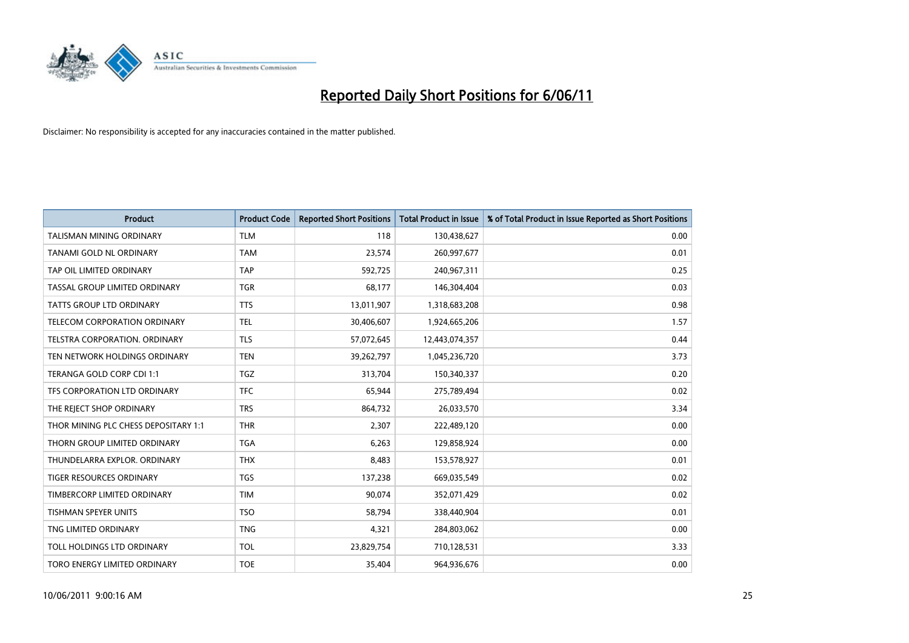# Reported Daily Short Positions for 6/06/11

Disclaimer: No responsibility is accepted for any inaccuracies contained in the matter published.

| Product | Product Code | Reported Short Positions | Total Product in Issue | % of Total Product in Issue Reported as Short Positions |
|---|---|---|---|---|
| TALISMAN MINING ORDINARY | TLM | 118 | 130,438,627 | 0.00 |
| TANAMI GOLD NL ORDINARY | TAM | 23,574 | 260,997,677 | 0.01 |
| TAP OIL LIMITED ORDINARY | TAP | 592,725 | 240,967,311 | 0.25 |
| TASSAL GROUP LIMITED ORDINARY | TGR | 68,177 | 146,304,404 | 0.03 |
| TATTS GROUP LTD ORDINARY | TTS | 13,011,907 | 1,318,683,208 | 0.98 |
| TELECOM CORPORATION ORDINARY | TEL | 30,406,607 | 1,924,665,206 | 1.57 |
| TELSTRA CORPORATION. ORDINARY | TLS | 57,072,645 | 12,443,074,357 | 0.44 |
| TEN NETWORK HOLDINGS ORDINARY | TEN | 39,262,797 | 1,045,236,720 | 3.73 |
| TERANGA GOLD CORP CDI 1:1 | TGZ | 313,704 | 150,340,337 | 0.20 |
| TFS CORPORATION LTD ORDINARY | TFC | 65,944 | 275,789,494 | 0.02 |
| THE REJECT SHOP ORDINARY | TRS | 864,732 | 26,033,570 | 3.34 |
| THOR MINING PLC CHESS DEPOSITARY 1:1 | THR | 2,307 | 222,489,120 | 0.00 |
| THORN GROUP LIMITED ORDINARY | TGA | 6,263 | 129,858,924 | 0.00 |
| THUNDELARRA EXPLOR. ORDINARY | THX | 8,483 | 153,578,927 | 0.01 |
| TIGER RESOURCES ORDINARY | TGS | 137,238 | 669,035,549 | 0.02 |
| TIMBERCORP LIMITED ORDINARY | TIM | 90,074 | 352,071,429 | 0.02 |
| TISHMAN SPEYER UNITS | TSO | 58,794 | 338,440,904 | 0.01 |
| TNG LIMITED ORDINARY | TNG | 4,321 | 284,803,062 | 0.00 |
| TOLL HOLDINGS LTD ORDINARY | TOL | 23,829,754 | 710,128,531 | 3.33 |
| TORO ENERGY LIMITED ORDINARY | TOE | 35,404 | 964,936,676 | 0.00 |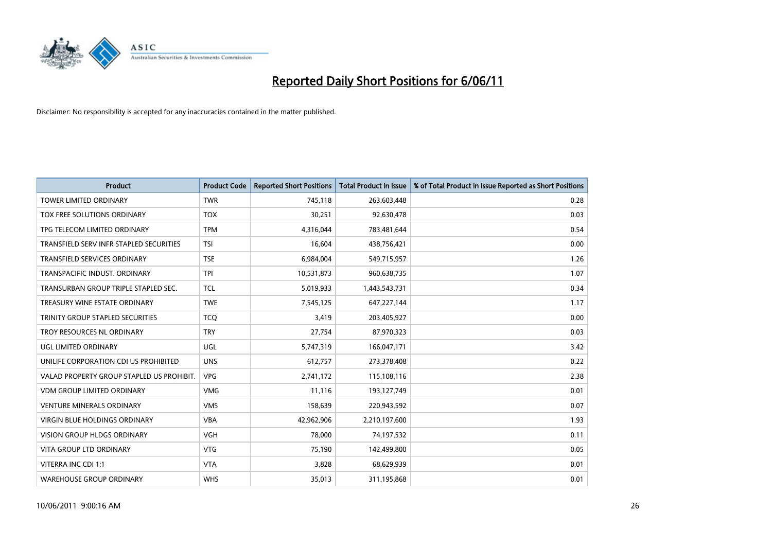# Reported Daily Short Positions for 6/06/11

Disclaimer: No responsibility is accepted for any inaccuracies contained in the matter published.

| Product | Product Code | Reported Short Positions | Total Product in Issue | % of Total Product in Issue Reported as Short Positions |
|---|---|---|---|---|
| TOWER LIMITED ORDINARY | TWR | 745,118 | 263,603,448 | 0.28 |
| TOX FREE SOLUTIONS ORDINARY | TOX | 30,251 | 92,630,478 | 0.03 |
| TPG TELECOM LIMITED ORDINARY | TPM | 4,316,044 | 783,481,644 | 0.54 |
| TRANSFIELD SERV INFR STAPLED SECURITIES | TSI | 16,604 | 438,756,421 | 0.00 |
| TRANSFIELD SERVICES ORDINARY | TSE | 6,984,004 | 549,715,957 | 1.26 |
| TRANSPACIFIC INDUST. ORDINARY | TPI | 10,531,873 | 960,638,735 | 1.07 |
| TRANSURBAN GROUP TRIPLE STAPLED SEC. | TCL | 5,019,933 | 1,443,543,731 | 0.34 |
| TREASURY WINE ESTATE ORDINARY | TWE | 7,545,125 | 647,227,144 | 1.17 |
| TRINITY GROUP STAPLED SECURITIES | TCQ | 3,419 | 203,405,927 | 0.00 |
| TROY RESOURCES NL ORDINARY | TRY | 27,754 | 87,970,323 | 0.03 |
| UGL LIMITED ORDINARY | UGL | 5,747,319 | 166,047,171 | 3.42 |
| UNILIFE CORPORATION CDI US PROHIBITED | UNS | 612,757 | 273,378,408 | 0.22 |
| VALAD PROPERTY GROUP STAPLED US PROHIBIT. | VPG | 2,741,172 | 115,108,116 | 2.38 |
| VDM GROUP LIMITED ORDINARY | VMG | 11,116 | 193,127,749 | 0.01 |
| VENTURE MINERALS ORDINARY | VMS | 158,639 | 220,943,592 | 0.07 |
| VIRGIN BLUE HOLDINGS ORDINARY | VBA | 42,962,906 | 2,210,197,600 | 1.93 |
| VISION GROUP HLDGS ORDINARY | VGH | 78,000 | 74,197,532 | 0.11 |
| VITA GROUP LTD ORDINARY | VTG | 75,190 | 142,499,800 | 0.05 |
| VITERRA INC CDI 1:1 | VTA | 3,828 | 68,629,939 | 0.01 |
| WAREHOUSE GROUP ORDINARY | WHS | 35,013 | 311,195,868 | 0.01 |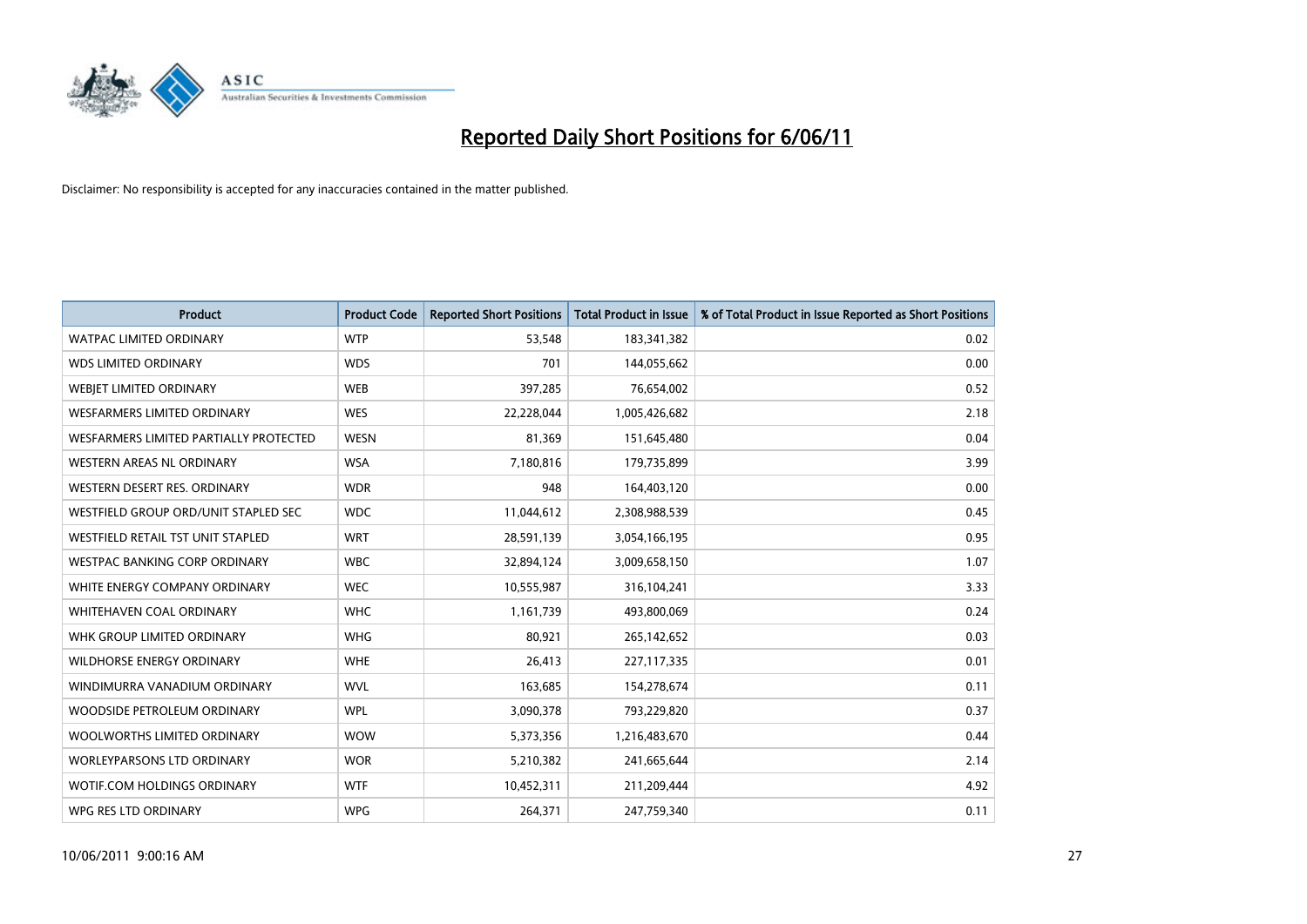# Reported Daily Short Positions for 6/06/11

Disclaimer: No responsibility is accepted for any inaccuracies contained in the matter published.

| Product | Product Code | Reported Short Positions | Total Product in Issue | % of Total Product in Issue Reported as Short Positions |
|---|---|---|---|---|
| WATPAC LIMITED ORDINARY | WTP | 53,548 | 183,341,382 | 0.02 |
| WDS LIMITED ORDINARY | WDS | 701 | 144,055,662 | 0.00 |
| WEBJET LIMITED ORDINARY | WEB | 397,285 | 76,654,002 | 0.52 |
| WESFARMERS LIMITED ORDINARY | WES | 22,228,044 | 1,005,426,682 | 2.18 |
| WESFARMERS LIMITED PARTIALLY PROTECTED | WESN | 81,369 | 151,645,480 | 0.04 |
| WESTERN AREAS NL ORDINARY | WSA | 7,180,816 | 179,735,899 | 3.99 |
| WESTERN DESERT RES. ORDINARY | WDR | 948 | 164,403,120 | 0.00 |
| WESTFIELD GROUP ORD/UNIT STAPLED SEC | WDC | 11,044,612 | 2,308,988,539 | 0.45 |
| WESTFIELD RETAIL TST UNIT STAPLED | WRT | 28,591,139 | 3,054,166,195 | 0.95 |
| WESTPAC BANKING CORP ORDINARY | WBC | 32,894,124 | 3,009,658,150 | 1.07 |
| WHITE ENERGY COMPANY ORDINARY | WEC | 10,555,987 | 316,104,241 | 3.33 |
| WHITEHAVEN COAL ORDINARY | WHC | 1,161,739 | 493,800,069 | 0.24 |
| WHK GROUP LIMITED ORDINARY | WHG | 80,921 | 265,142,652 | 0.03 |
| WILDHORSE ENERGY ORDINARY | WHE | 26,413 | 227,117,335 | 0.01 |
| WINDIMURRA VANADIUM ORDINARY | WVL | 163,685 | 154,278,674 | 0.11 |
| WOODSIDE PETROLEUM ORDINARY | WPL | 3,090,378 | 793,229,820 | 0.37 |
| WOOLWORTHS LIMITED ORDINARY | WOW | 5,373,356 | 1,216,483,670 | 0.44 |
| WORLEYPARSONS LTD ORDINARY | WOR | 5,210,382 | 241,665,644 | 2.14 |
| WOTIF.COM HOLDINGS ORDINARY | WTF | 10,452,311 | 211,209,444 | 4.92 |
| WPG RES LTD ORDINARY | WPG | 264,371 | 247,759,340 | 0.11 |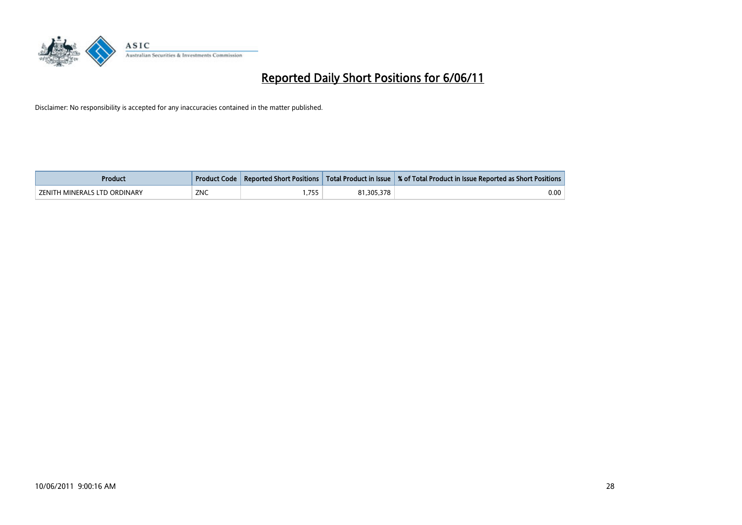# Reported Daily Short Positions for 6/06/11

Disclaimer: No responsibility is accepted for any inaccuracies contained in the matter published.

| Product | Product Code | Reported Short Positions | Total Product in Issue | % of Total Product in Issue Reported as Short Positions |
|---|---|---|---|---|
| ZENITH MINERALS LTD ORDINARY | ZNC | 1,755 | 81,305,378 | 0.00 |

10/06/2011 9:00:16 AM